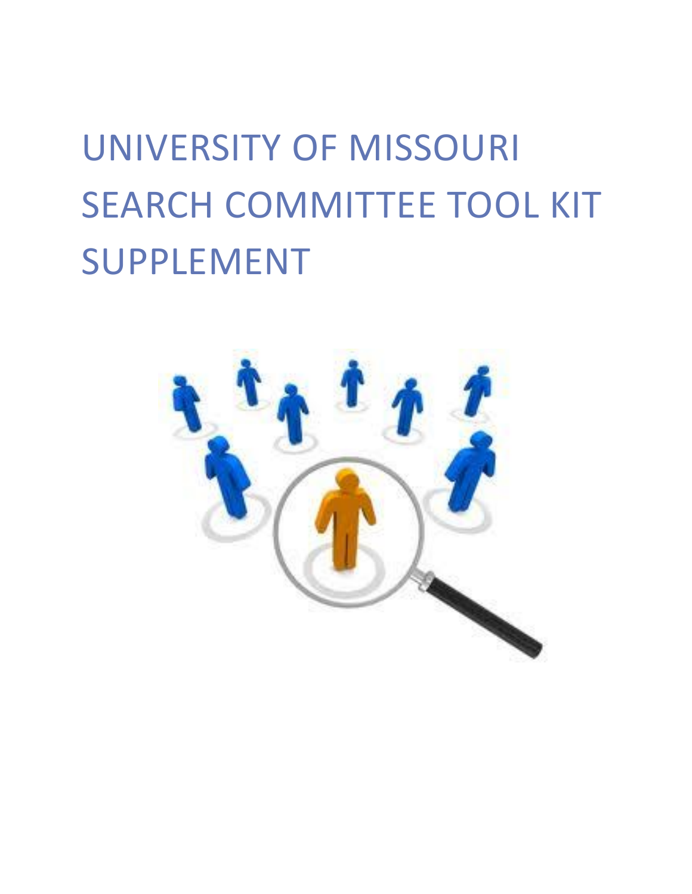# UNIVERSITY OF MISSOURI SEARCH COMMITTEE TOOL KIT SUPPLEMENT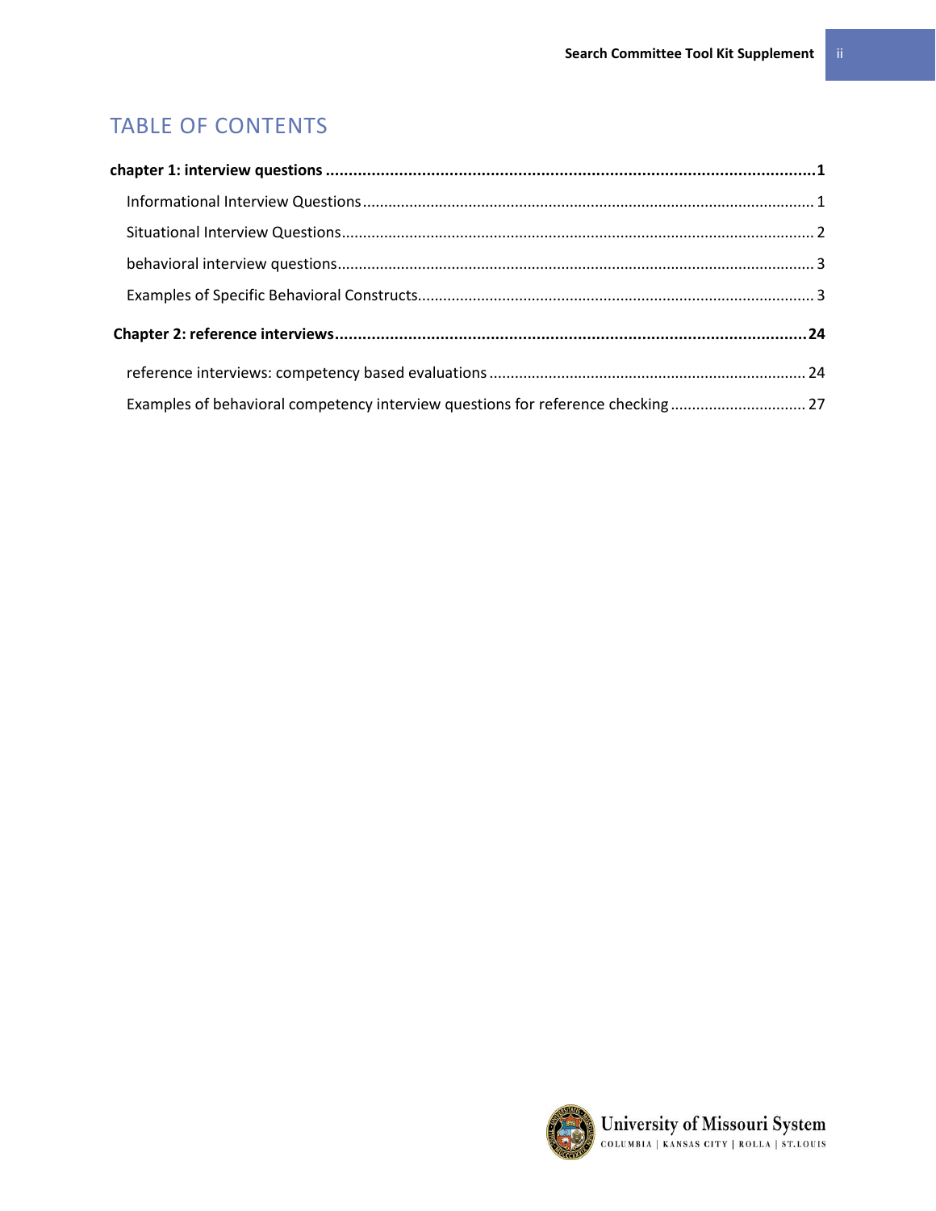# TABLE OF CONTENTS

**chapter 1: interview questions** ........................................................................ **1**

- Informational Interview Questions ........................................................................ 1
- Situational Interview Questions ........................................................................ 2
- behavioral interview questions ........................................................................ 3
- Examples of Specific Behavioral Constructs ........................................................................ 3

**Chapter 2: reference interviews** ........................................................................ **24**

- reference interviews: competency based evaluations ........................................................................ 24
- Examples of behavioral competency interview questions for reference checking ........................................................................ 27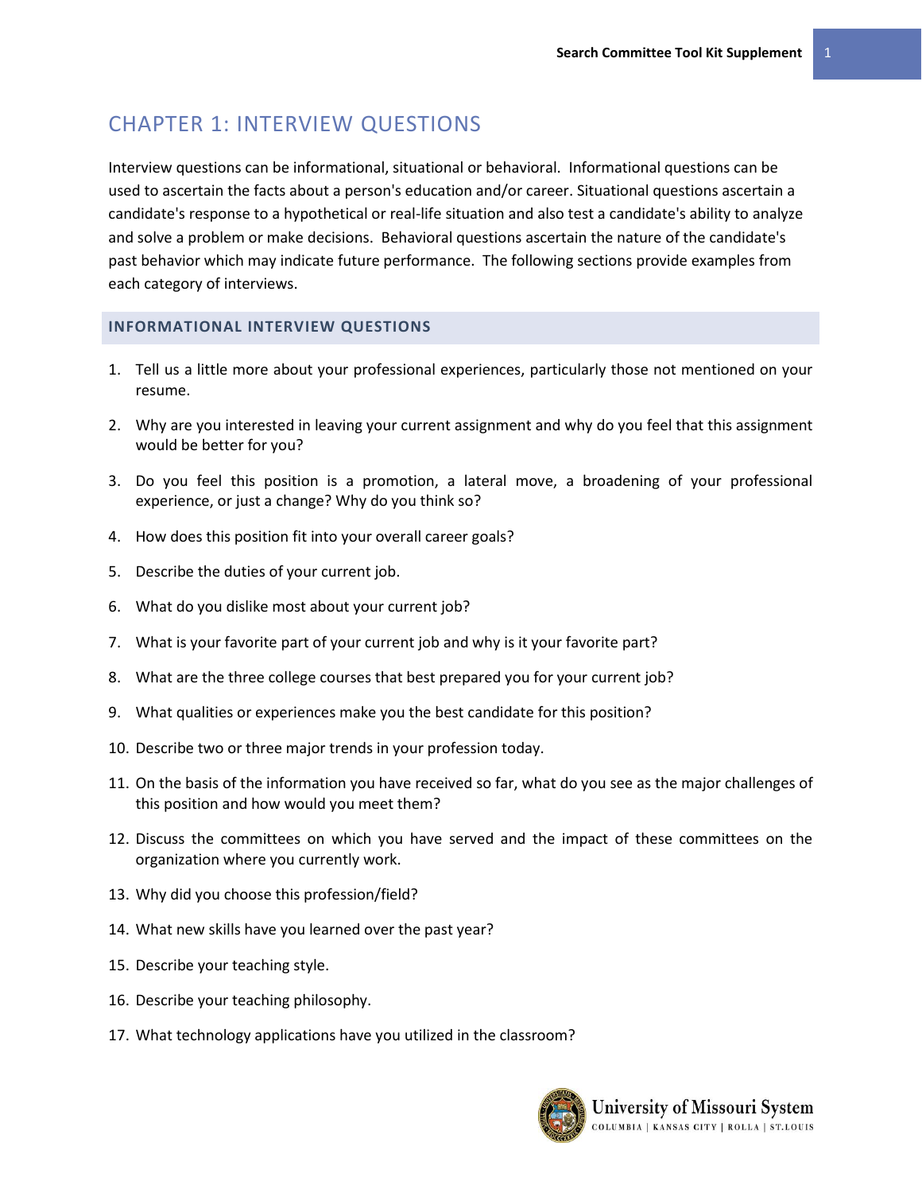# CHAPTER 1: INTERVIEW QUESTIONS

Interview questions can be informational, situational or behavioral. Informational questions can be used to ascertain the facts about a person's education and/or career. Situational questions ascertain a candidate's response to a hypothetical or real-life situation and also test a candidate's ability to analyze and solve a problem or make decisions. Behavioral questions ascertain the nature of the candidate's past behavior which may indicate future performance. The following sections provide examples from each category of interviews.

## INFORMATIONAL INTERVIEW QUESTIONS

1. Tell us a little more about your professional experiences, particularly those not mentioned on your resume.
2. Why are you interested in leaving your current assignment and why do you feel that this assignment would be better for you?
3. Do you feel this position is a promotion, a lateral move, a broadening of your professional experience, or just a change? Why do you think so?
4. How does this position fit into your overall career goals?
5. Describe the duties of your current job.
6. What do you dislike most about your current job?
7. What is your favorite part of your current job and why is it your favorite part?
8. What are the three college courses that best prepared you for your current job?
9. What qualities or experiences make you the best candidate for this position?
10. Describe two or three major trends in your profession today.
11. On the basis of the information you have received so far, what do you see as the major challenges of this position and how would you meet them?
12. Discuss the committees on which you have served and the impact of these committees on the organization where you currently work.
13. Why did you choose this profession/field?
14. What new skills have you learned over the past year?
15. Describe your teaching style.
16. Describe your teaching philosophy.
17. What technology applications have you utilized in the classroom?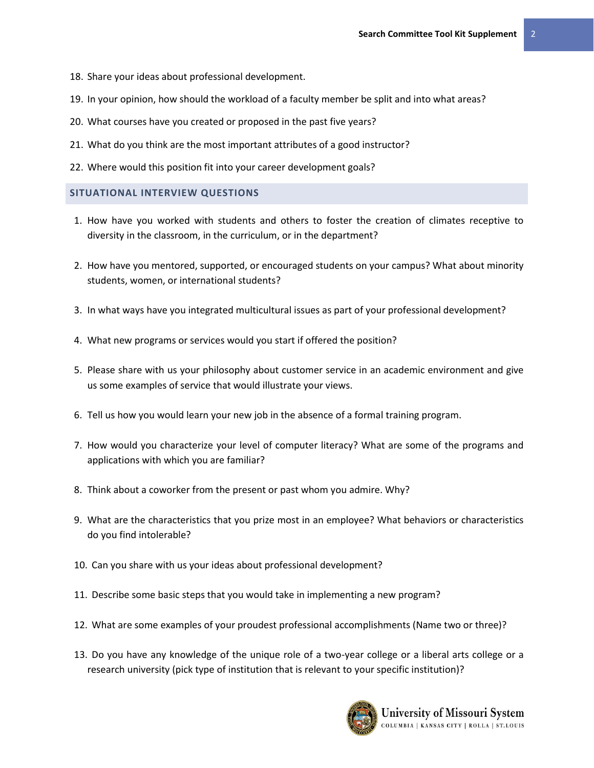18. Share your ideas about professional development.
19. In your opinion, how should the workload of a faculty member be split and into what areas?
20. What courses have you created or proposed in the past five years?
21. What do you think are the most important attributes of a good instructor?
22. Where would this position fit into your career development goals?

## SITUATIONAL INTERVIEW QUESTIONS

1. How have you worked with students and others to foster the creation of climates receptive to diversity in the classroom, in the curriculum, or in the department?
2. How have you mentored, supported, or encouraged students on your campus? What about minority students, women, or international students?
3. In what ways have you integrated multicultural issues as part of your professional development?
4. What new programs or services would you start if offered the position?
5. Please share with us your philosophy about customer service in an academic environment and give us some examples of service that would illustrate your views.
6. Tell us how you would learn your new job in the absence of a formal training program.
7. How would you characterize your level of computer literacy? What are some of the programs and applications with which you are familiar?
8. Think about a coworker from the present or past whom you admire. Why?
9. What are the characteristics that you prize most in an employee? What behaviors or characteristics do you find intolerable?
10. Can you share with us your ideas about professional development?
11. Describe some basic steps that you would take in implementing a new program?
12. What are some examples of your proudest professional accomplishments (Name two or three)?
13. Do you have any knowledge of the unique role of a two-year college or a liberal arts college or a research university (pick type of institution that is relevant to your specific institution)?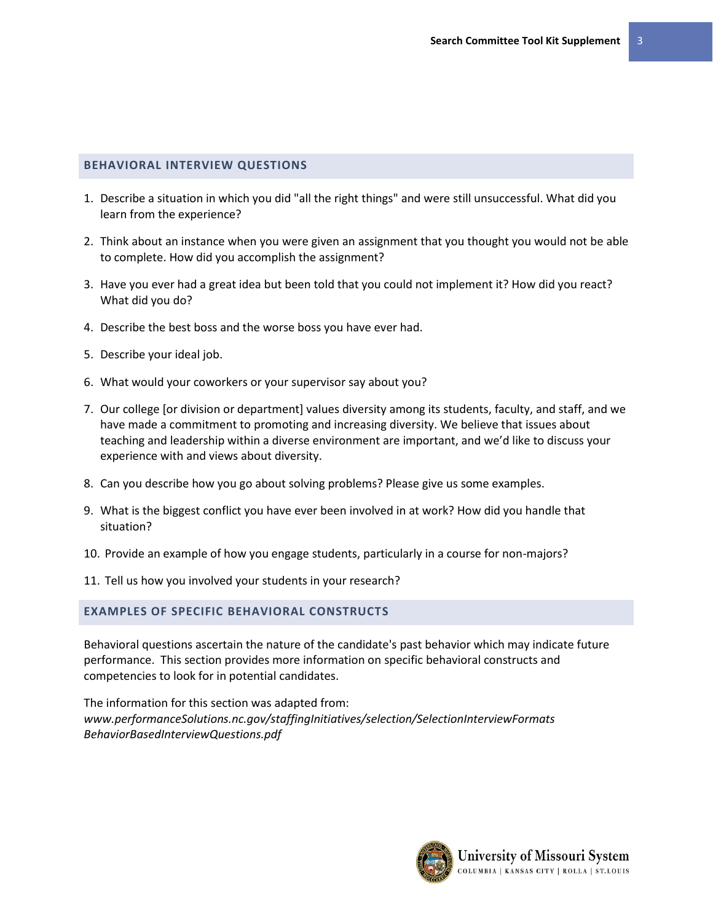## BEHAVIORAL INTERVIEW QUESTIONS

1. Describe a situation in which you did "all the right things" and were still unsuccessful. What did you learn from the experience?
2. Think about an instance when you were given an assignment that you thought you would not be able to complete. How did you accomplish the assignment?
3. Have you ever had a great idea but been told that you could not implement it? How did you react? What did you do?
4. Describe the best boss and the worse boss you have ever had.
5. Describe your ideal job.
6. What would your coworkers or your supervisor say about you?
7. Our college [or division or department] values diversity among its students, faculty, and staff, and we have made a commitment to promoting and increasing diversity. We believe that issues about teaching and leadership within a diverse environment are important, and we'd like to discuss your experience with and views about diversity.
8. Can you describe how you go about solving problems? Please give us some examples.
9. What is the biggest conflict you have ever been involved in at work? How did you handle that situation?
10. Provide an example of how you engage students, particularly in a course for non-majors?
11. Tell us how you involved your students in your research?

## EXAMPLES OF SPECIFIC BEHAVIORAL CONSTRUCTS

Behavioral questions ascertain the nature of the candidate's past behavior which may indicate future performance. This section provides more information on specific behavioral constructs and competencies to look for in potential candidates.

The information for this section was adapted from:
*www.performanceSolutions.nc.gov/staffingInitiatives/selection/SelectionInterviewFormats BehaviorBasedInterviewQuestions.pdf*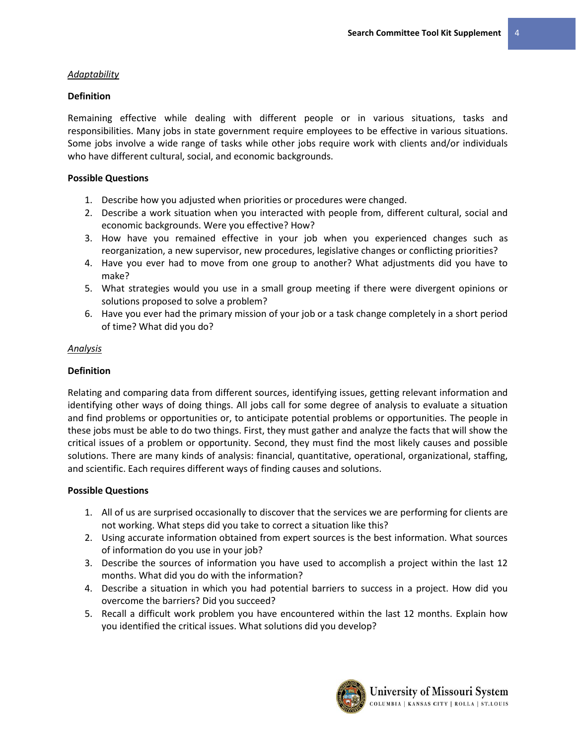*Adaptability*

**Definition**

Remaining effective while dealing with different people or in various situations, tasks and responsibilities. Many jobs in state government require employees to be effective in various situations. Some jobs involve a wide range of tasks while other jobs require work with clients and/or individuals who have different cultural, social, and economic backgrounds.

**Possible Questions**

1. Describe how you adjusted when priorities or procedures were changed.
2. Describe a work situation when you interacted with people from, different cultural, social and economic backgrounds. Were you effective? How?
3. How have you remained effective in your job when you experienced changes such as reorganization, a new supervisor, new procedures, legislative changes or conflicting priorities?
4. Have you ever had to move from one group to another? What adjustments did you have to make?
5. What strategies would you use in a small group meeting if there were divergent opinions or solutions proposed to solve a problem?
6. Have you ever had the primary mission of your job or a task change completely in a short period of time? What did you do?

*Analysis*

**Definition**

Relating and comparing data from different sources, identifying issues, getting relevant information and identifying other ways of doing things. All jobs call for some degree of analysis to evaluate a situation and find problems or opportunities or, to anticipate potential problems or opportunities. The people in these jobs must be able to do two things. First, they must gather and analyze the facts that will show the critical issues of a problem or opportunity. Second, they must find the most likely causes and possible solutions. There are many kinds of analysis: financial, quantitative, operational, organizational, staffing, and scientific. Each requires different ways of finding causes and solutions.

**Possible Questions**

1. All of us are surprised occasionally to discover that the services we are performing for clients are not working. What steps did you take to correct a situation like this?
2. Using accurate information obtained from expert sources is the best information. What sources of information do you use in your job?
3. Describe the sources of information you have used to accomplish a project within the last 12 months. What did you do with the information?
4. Describe a situation in which you had potential barriers to success in a project. How did you overcome the barriers? Did you succeed?
5. Recall a difficult work problem you have encountered within the last 12 months. Explain how you identified the critical issues. What solutions did you develop?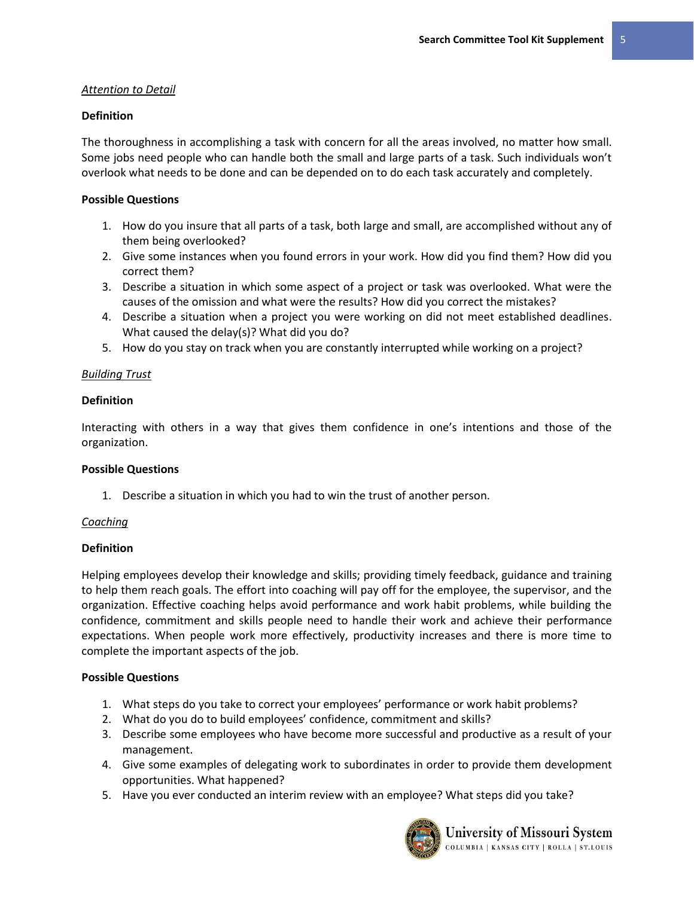*<u>Attention to Detail</u>*

**Definition**

The thoroughness in accomplishing a task with concern for all the areas involved, no matter how small. Some jobs need people who can handle both the small and large parts of a task. Such individuals won't overlook what needs to be done and can be depended on to do each task accurately and completely.

**Possible Questions**

1. How do you insure that all parts of a task, both large and small, are accomplished without any of them being overlooked?
2. Give some instances when you found errors in your work. How did you find them? How did you correct them?
3. Describe a situation in which some aspect of a project or task was overlooked. What were the causes of the omission and what were the results? How did you correct the mistakes?
4. Describe a situation when a project you were working on did not meet established deadlines. What caused the delay(s)? What did you do?
5. How do you stay on track when you are constantly interrupted while working on a project?

*<u>Building Trust</u>*

**Definition**

Interacting with others in a way that gives them confidence in one's intentions and those of the organization.

**Possible Questions**

1. Describe a situation in which you had to win the trust of another person.

*<u>Coaching</u>*

**Definition**

Helping employees develop their knowledge and skills; providing timely feedback, guidance and training to help them reach goals. The effort into coaching will pay off for the employee, the supervisor, and the organization. Effective coaching helps avoid performance and work habit problems, while building the confidence, commitment and skills people need to handle their work and achieve their performance expectations. When people work more effectively, productivity increases and there is more time to complete the important aspects of the job.

**Possible Questions**

1. What steps do you take to correct your employees' performance or work habit problems?
2. What do you do to build employees' confidence, commitment and skills?
3. Describe some employees who have become more successful and productive as a result of your management.
4. Give some examples of delegating work to subordinates in order to provide them development opportunities. What happened?
5. Have you ever conducted an interim review with an employee? What steps did you take?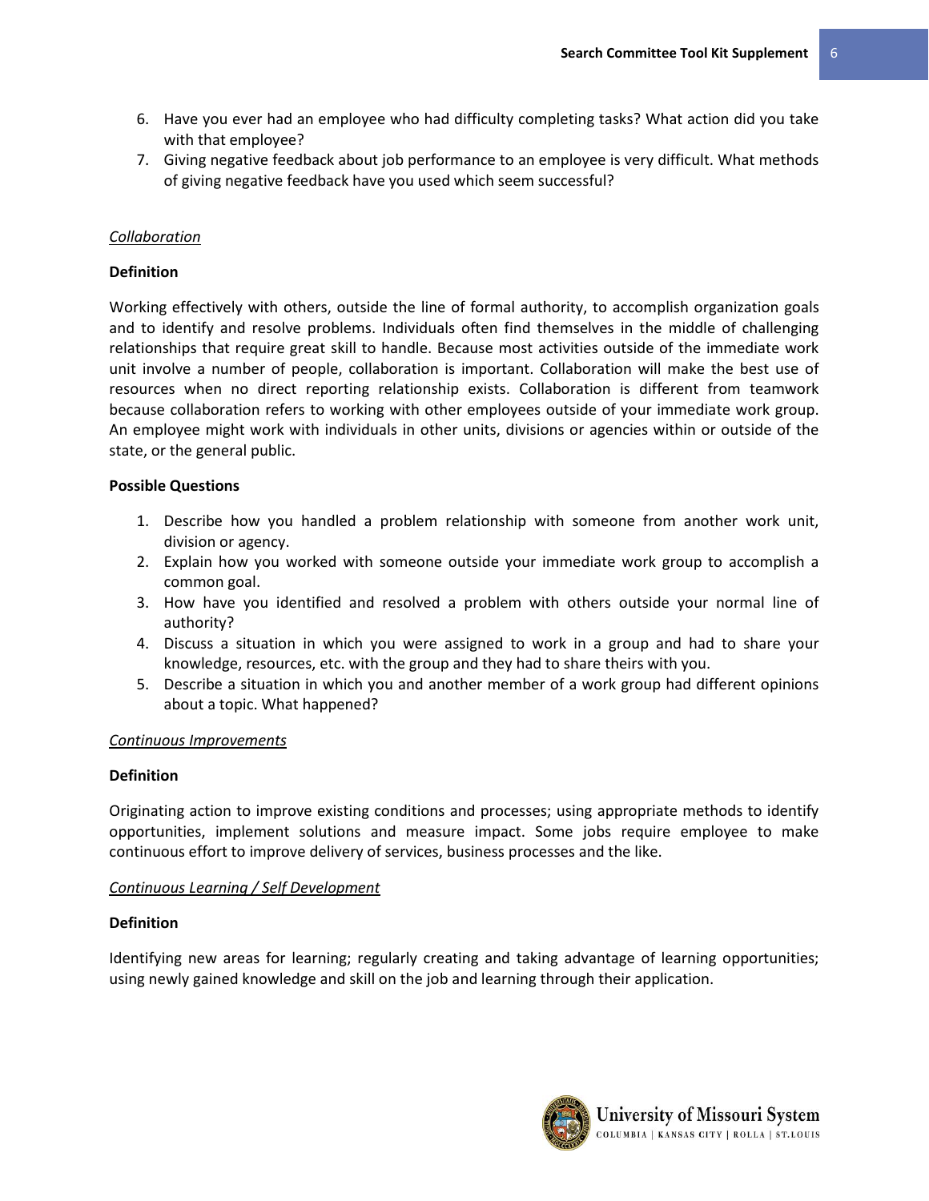6. Have you ever had an employee who had difficulty completing tasks? What action did you take with that employee?
7. Giving negative feedback about job performance to an employee is very difficult. What methods of giving negative feedback have you used which seem successful?

*Collaboration*

**Definition**

Working effectively with others, outside the line of formal authority, to accomplish organization goals and to identify and resolve problems. Individuals often find themselves in the middle of challenging relationships that require great skill to handle. Because most activities outside of the immediate work unit involve a number of people, collaboration is important. Collaboration will make the best use of resources when no direct reporting relationship exists. Collaboration is different from teamwork because collaboration refers to working with other employees outside of your immediate work group. An employee might work with individuals in other units, divisions or agencies within or outside of the state, or the general public.

**Possible Questions**

1. Describe how you handled a problem relationship with someone from another work unit, division or agency.
2. Explain how you worked with someone outside your immediate work group to accomplish a common goal.
3. How have you identified and resolved a problem with others outside your normal line of authority?
4. Discuss a situation in which you were assigned to work in a group and had to share your knowledge, resources, etc. with the group and they had to share theirs with you.
5. Describe a situation in which you and another member of a work group had different opinions about a topic. What happened?

*Continuous Improvements*

**Definition**

Originating action to improve existing conditions and processes; using appropriate methods to identify opportunities, implement solutions and measure impact. Some jobs require employee to make continuous effort to improve delivery of services, business processes and the like.

*Continuous Learning / Self Development*

**Definition**

Identifying new areas for learning; regularly creating and taking advantage of learning opportunities; using newly gained knowledge and skill on the job and learning through their application.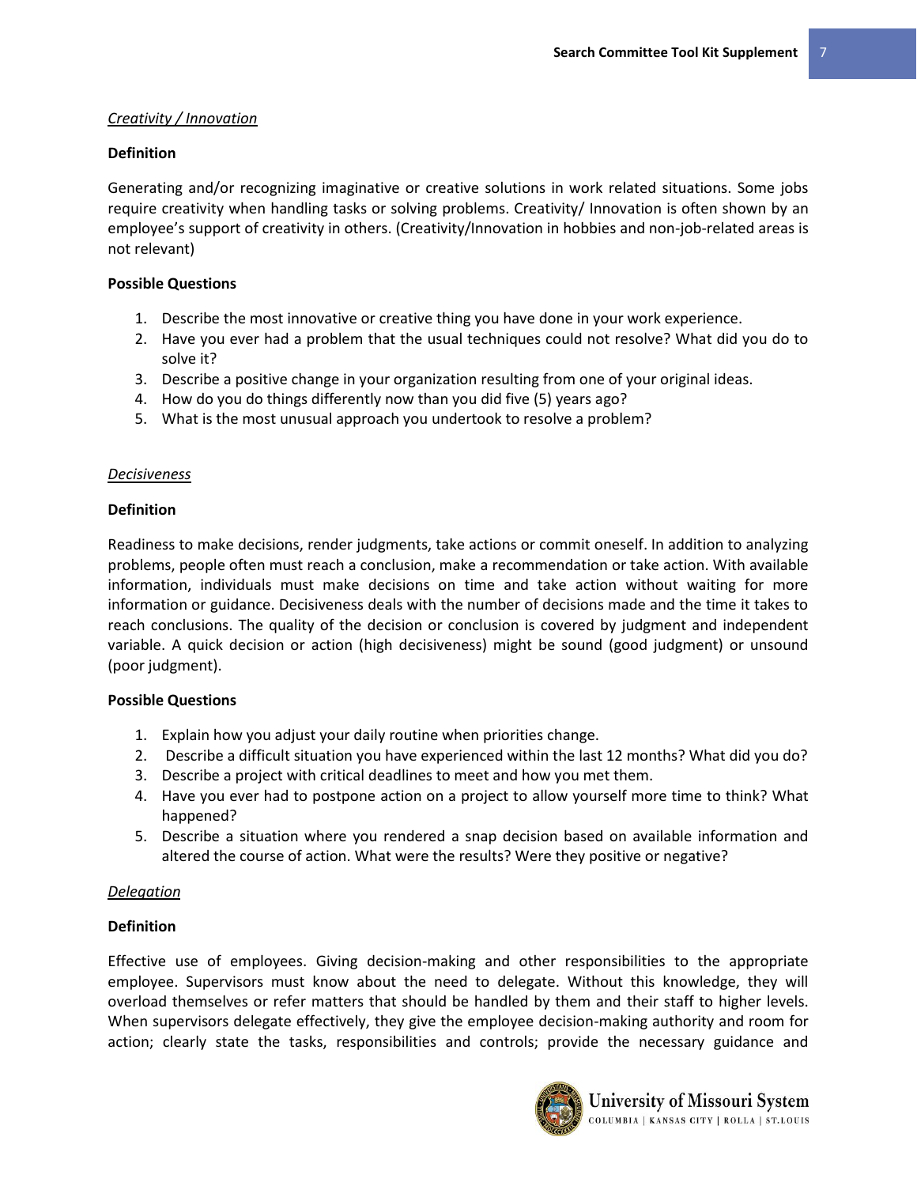*Creativity / Innovation*

**Definition**

Generating and/or recognizing imaginative or creative solutions in work related situations. Some jobs require creativity when handling tasks or solving problems. Creativity/ Innovation is often shown by an employee's support of creativity in others. (Creativity/Innovation in hobbies and non-job-related areas is not relevant)

**Possible Questions**

1. Describe the most innovative or creative thing you have done in your work experience.
2. Have you ever had a problem that the usual techniques could not resolve? What did you do to solve it?
3. Describe a positive change in your organization resulting from one of your original ideas.
4. How do you do things differently now than you did five (5) years ago?
5. What is the most unusual approach you undertook to resolve a problem?

*Decisiveness*

**Definition**

Readiness to make decisions, render judgments, take actions or commit oneself. In addition to analyzing problems, people often must reach a conclusion, make a recommendation or take action. With available information, individuals must make decisions on time and take action without waiting for more information or guidance. Decisiveness deals with the number of decisions made and the time it takes to reach conclusions. The quality of the decision or conclusion is covered by judgment and independent variable. A quick decision or action (high decisiveness) might be sound (good judgment) or unsound (poor judgment).

**Possible Questions**

1. Explain how you adjust your daily routine when priorities change.
2. Describe a difficult situation you have experienced within the last 12 months? What did you do?
3. Describe a project with critical deadlines to meet and how you met them.
4. Have you ever had to postpone action on a project to allow yourself more time to think? What happened?
5. Describe a situation where you rendered a snap decision based on available information and altered the course of action. What were the results? Were they positive or negative?

*Delegation*

**Definition**

Effective use of employees. Giving decision-making and other responsibilities to the appropriate employee. Supervisors must know about the need to delegate. Without this knowledge, they will overload themselves or refer matters that should be handled by them and their staff to higher levels. When supervisors delegate effectively, they give the employee decision-making authority and room for action; clearly state the tasks, responsibilities and controls; provide the necessary guidance and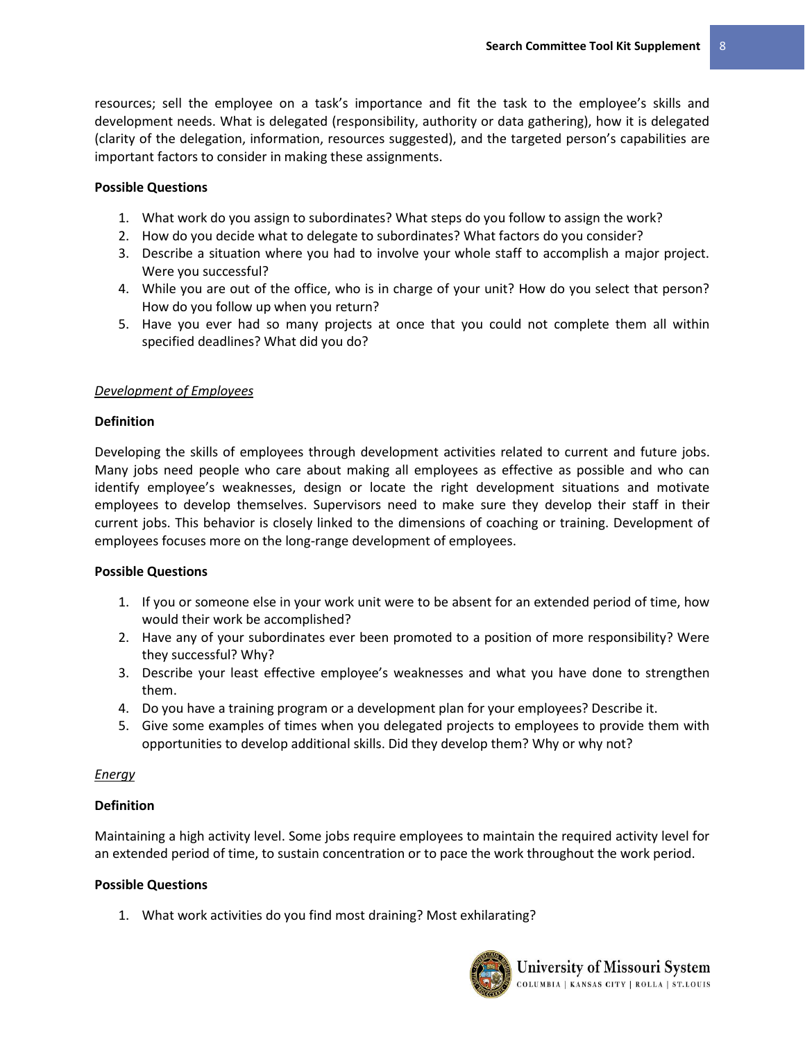resources; sell the employee on a task's importance and fit the task to the employee's skills and development needs. What is delegated (responsibility, authority or data gathering), how it is delegated (clarity of the delegation, information, resources suggested), and the targeted person's capabilities are important factors to consider in making these assignments.

**Possible Questions**

1. What work do you assign to subordinates? What steps do you follow to assign the work?
2. How do you decide what to delegate to subordinates? What factors do you consider?
3. Describe a situation where you had to involve your whole staff to accomplish a major project. Were you successful?
4. While you are out of the office, who is in charge of your unit? How do you select that person? How do you follow up when you return?
5. Have you ever had so many projects at once that you could not complete them all within specified deadlines? What did you do?

*Development of Employees*

**Definition**

Developing the skills of employees through development activities related to current and future jobs. Many jobs need people who care about making all employees as effective as possible and who can identify employee's weaknesses, design or locate the right development situations and motivate employees to develop themselves. Supervisors need to make sure they develop their staff in their current jobs. This behavior is closely linked to the dimensions of coaching or training. Development of employees focuses more on the long-range development of employees.

**Possible Questions**

1. If you or someone else in your work unit were to be absent for an extended period of time, how would their work be accomplished?
2. Have any of your subordinates ever been promoted to a position of more responsibility? Were they successful? Why?
3. Describe your least effective employee's weaknesses and what you have done to strengthen them.
4. Do you have a training program or a development plan for your employees? Describe it.
5. Give some examples of times when you delegated projects to employees to provide them with opportunities to develop additional skills. Did they develop them? Why or why not?

*Energy*

**Definition**

Maintaining a high activity level. Some jobs require employees to maintain the required activity level for an extended period of time, to sustain concentration or to pace the work throughout the work period.

**Possible Questions**

1. What work activities do you find most draining? Most exhilarating?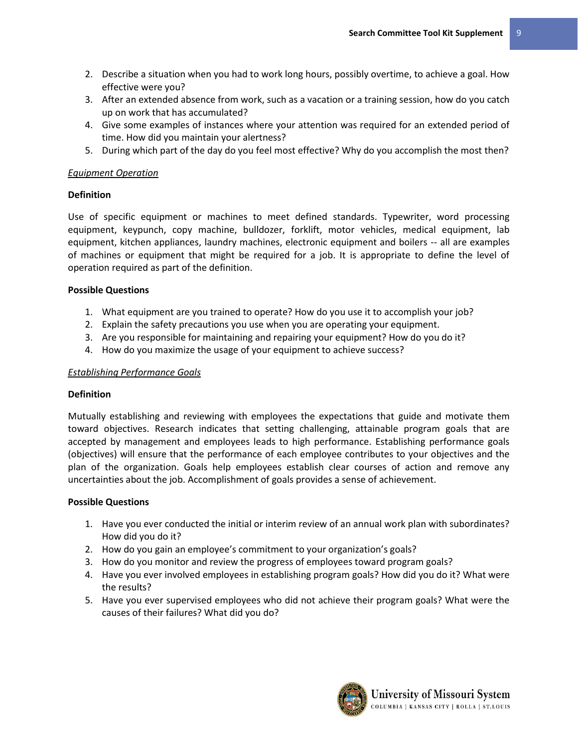2. Describe a situation when you had to work long hours, possibly overtime, to achieve a goal. How effective were you?
3. After an extended absence from work, such as a vacation or a training session, how do you catch up on work that has accumulated?
4. Give some examples of instances where your attention was required for an extended period of time. How did you maintain your alertness?
5. During which part of the day do you feel most effective? Why do you accomplish the most then?

*Equipment Operation*

**Definition**

Use of specific equipment or machines to meet defined standards. Typewriter, word processing equipment, keypunch, copy machine, bulldozer, forklift, motor vehicles, medical equipment, lab equipment, kitchen appliances, laundry machines, electronic equipment and boilers -- all are examples of machines or equipment that might be required for a job. It is appropriate to define the level of operation required as part of the definition.

**Possible Questions**

1. What equipment are you trained to operate? How do you use it to accomplish your job?
2. Explain the safety precautions you use when you are operating your equipment.
3. Are you responsible for maintaining and repairing your equipment? How do you do it?
4. How do you maximize the usage of your equipment to achieve success?

*Establishing Performance Goals*

**Definition**

Mutually establishing and reviewing with employees the expectations that guide and motivate them toward objectives. Research indicates that setting challenging, attainable program goals that are accepted by management and employees leads to high performance. Establishing performance goals (objectives) will ensure that the performance of each employee contributes to your objectives and the plan of the organization. Goals help employees establish clear courses of action and remove any uncertainties about the job. Accomplishment of goals provides a sense of achievement.

**Possible Questions**

1. Have you ever conducted the initial or interim review of an annual work plan with subordinates? How did you do it?
2. How do you gain an employee's commitment to your organization's goals?
3. How do you monitor and review the progress of employees toward program goals?
4. Have you ever involved employees in establishing program goals? How did you do it? What were the results?
5. Have you ever supervised employees who did not achieve their program goals? What were the causes of their failures? What did you do?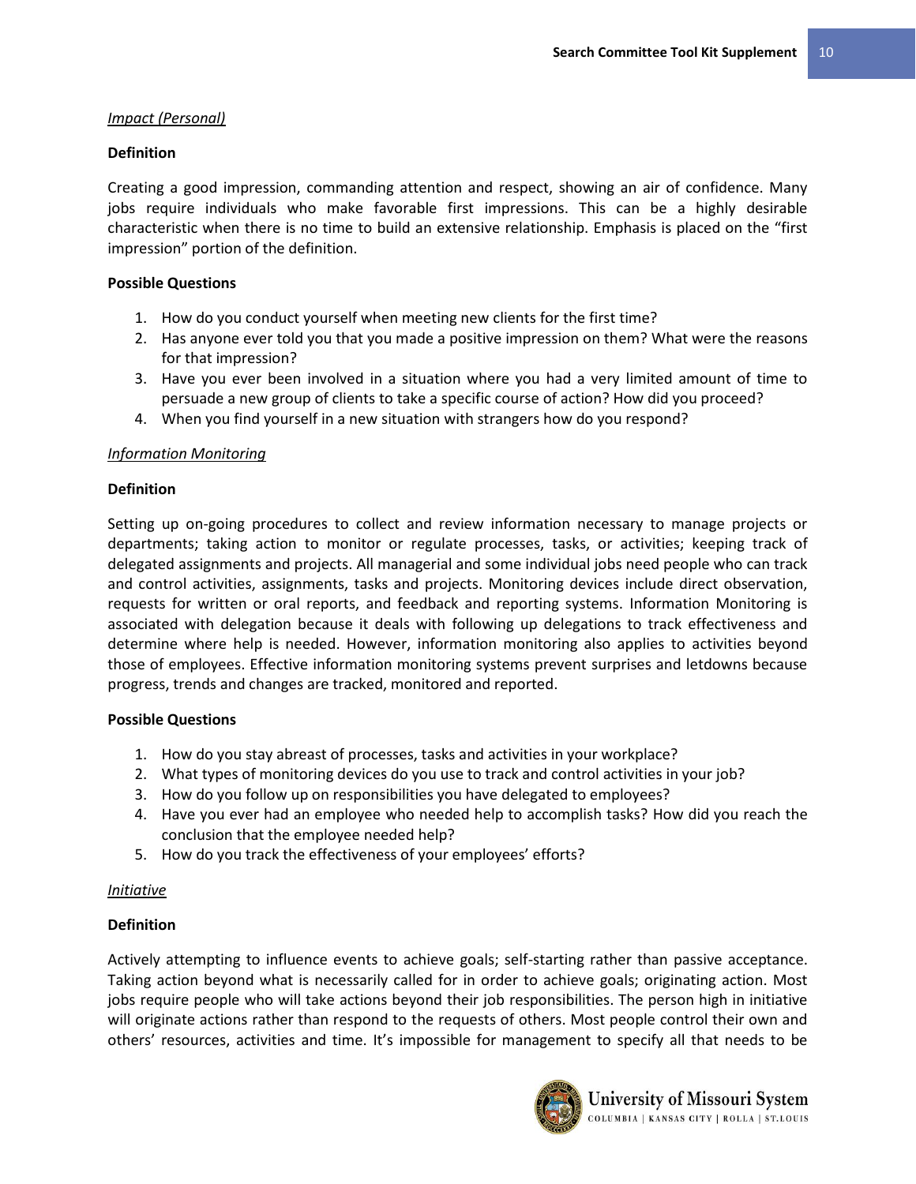*Impact (Personal)*

**Definition**

Creating a good impression, commanding attention and respect, showing an air of confidence. Many jobs require individuals who make favorable first impressions. This can be a highly desirable characteristic when there is no time to build an extensive relationship. Emphasis is placed on the "first impression" portion of the definition.

**Possible Questions**

1. How do you conduct yourself when meeting new clients for the first time?
2. Has anyone ever told you that you made a positive impression on them? What were the reasons for that impression?
3. Have you ever been involved in a situation where you had a very limited amount of time to persuade a new group of clients to take a specific course of action? How did you proceed?
4. When you find yourself in a new situation with strangers how do you respond?

*Information Monitoring*

**Definition**

Setting up on-going procedures to collect and review information necessary to manage projects or departments; taking action to monitor or regulate processes, tasks, or activities; keeping track of delegated assignments and projects. All managerial and some individual jobs need people who can track and control activities, assignments, tasks and projects. Monitoring devices include direct observation, requests for written or oral reports, and feedback and reporting systems. Information Monitoring is associated with delegation because it deals with following up delegations to track effectiveness and determine where help is needed. However, information monitoring also applies to activities beyond those of employees. Effective information monitoring systems prevent surprises and letdowns because progress, trends and changes are tracked, monitored and reported.

**Possible Questions**

1. How do you stay abreast of processes, tasks and activities in your workplace?
2. What types of monitoring devices do you use to track and control activities in your job?
3. How do you follow up on responsibilities you have delegated to employees?
4. Have you ever had an employee who needed help to accomplish tasks? How did you reach the conclusion that the employee needed help?
5. How do you track the effectiveness of your employees' efforts?

*Initiative*

**Definition**

Actively attempting to influence events to achieve goals; self-starting rather than passive acceptance. Taking action beyond what is necessarily called for in order to achieve goals; originating action. Most jobs require people who will take actions beyond their job responsibilities. The person high in initiative will originate actions rather than respond to the requests of others. Most people control their own and others' resources, activities and time. It's impossible for management to specify all that needs to be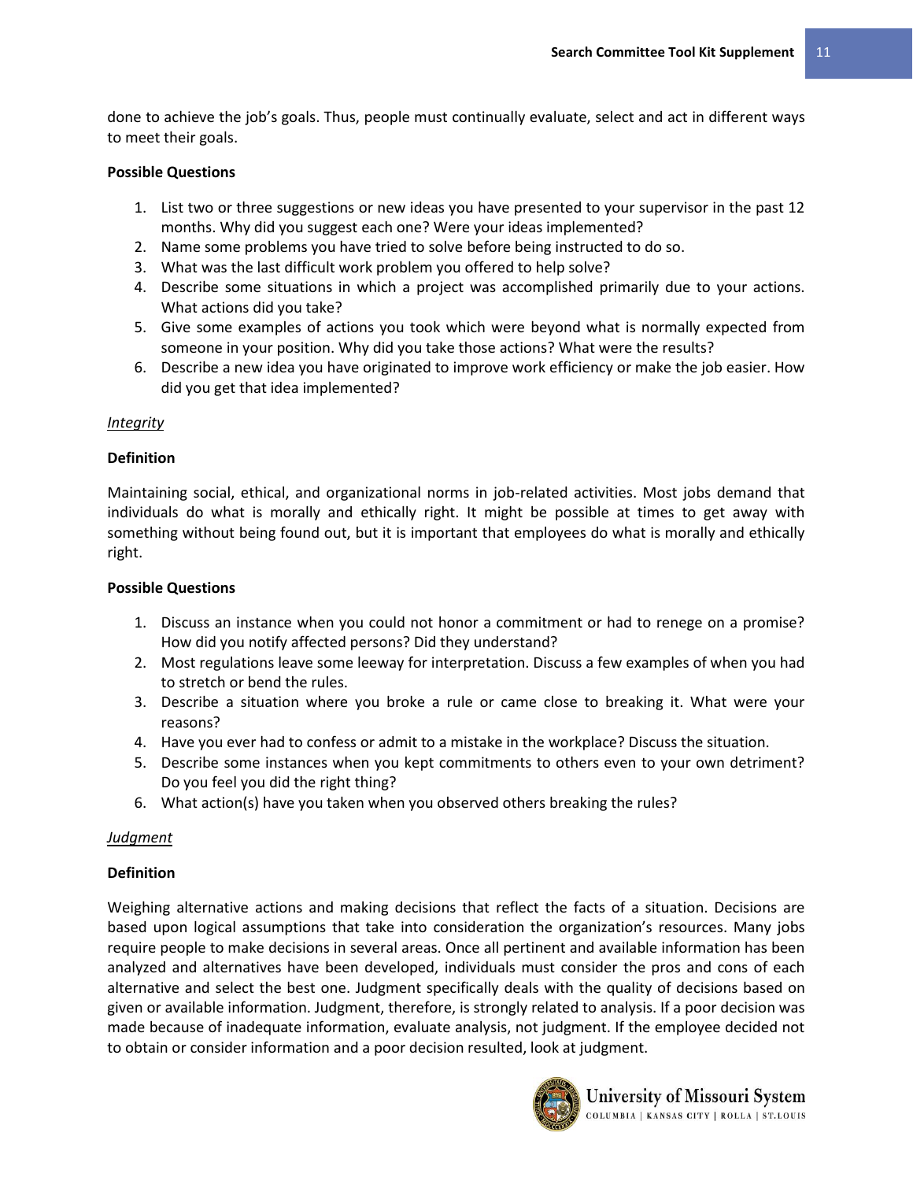done to achieve the job's goals. Thus, people must continually evaluate, select and act in different ways to meet their goals.

**Possible Questions**

1. List two or three suggestions or new ideas you have presented to your supervisor in the past 12 months. Why did you suggest each one? Were your ideas implemented?
2. Name some problems you have tried to solve before being instructed to do so.
3. What was the last difficult work problem you offered to help solve?
4. Describe some situations in which a project was accomplished primarily due to your actions. What actions did you take?
5. Give some examples of actions you took which were beyond what is normally expected from someone in your position. Why did you take those actions? What were the results?
6. Describe a new idea you have originated to improve work efficiency or make the job easier. How did you get that idea implemented?

*Integrity*

**Definition**

Maintaining social, ethical, and organizational norms in job-related activities. Most jobs demand that individuals do what is morally and ethically right. It might be possible at times to get away with something without being found out, but it is important that employees do what is morally and ethically right.

**Possible Questions**

1. Discuss an instance when you could not honor a commitment or had to renege on a promise? How did you notify affected persons? Did they understand?
2. Most regulations leave some leeway for interpretation. Discuss a few examples of when you had to stretch or bend the rules.
3. Describe a situation where you broke a rule or came close to breaking it. What were your reasons?
4. Have you ever had to confess or admit to a mistake in the workplace? Discuss the situation.
5. Describe some instances when you kept commitments to others even to your own detriment? Do you feel you did the right thing?
6. What action(s) have you taken when you observed others breaking the rules?

*Judgment*

**Definition**

Weighing alternative actions and making decisions that reflect the facts of a situation. Decisions are based upon logical assumptions that take into consideration the organization's resources. Many jobs require people to make decisions in several areas. Once all pertinent and available information has been analyzed and alternatives have been developed, individuals must consider the pros and cons of each alternative and select the best one. Judgment specifically deals with the quality of decisions based on given or available information. Judgment, therefore, is strongly related to analysis. If a poor decision was made because of inadequate information, evaluate analysis, not judgment. If the employee decided not to obtain or consider information and a poor decision resulted, look at judgment.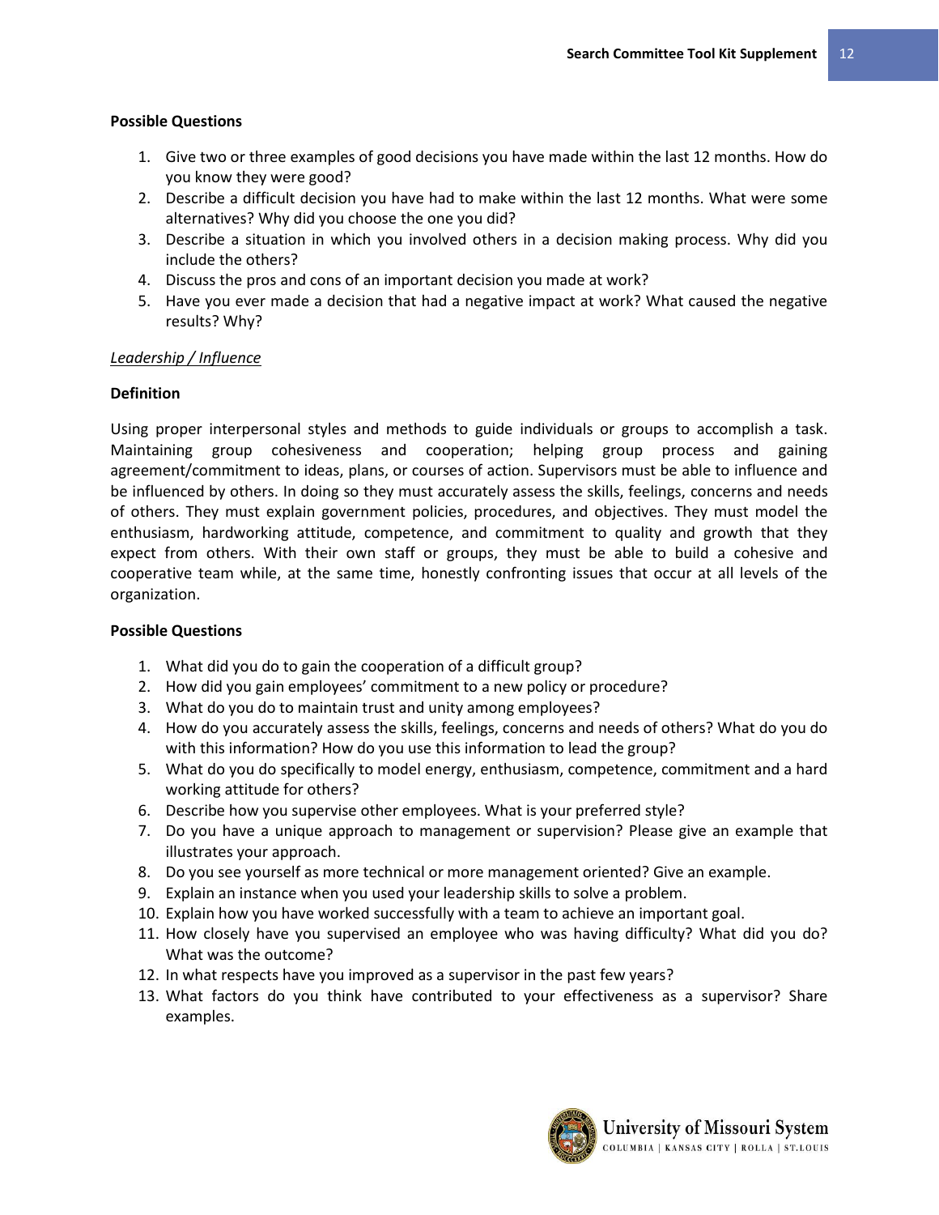**Possible Questions**

1. Give two or three examples of good decisions you have made within the last 12 months. How do you know they were good?
2. Describe a difficult decision you have had to make within the last 12 months. What were some alternatives? Why did you choose the one you did?
3. Describe a situation in which you involved others in a decision making process. Why did you include the others?
4. Discuss the pros and cons of an important decision you made at work?
5. Have you ever made a decision that had a negative impact at work? What caused the negative results? Why?

<u>*Leadership / Influence*</u>

**Definition**

Using proper interpersonal styles and methods to guide individuals or groups to accomplish a task. Maintaining group cohesiveness and cooperation; helping group process and gaining agreement/commitment to ideas, plans, or courses of action. Supervisors must be able to influence and be influenced by others. In doing so they must accurately assess the skills, feelings, concerns and needs of others. They must explain government policies, procedures, and objectives. They must model the enthusiasm, hardworking attitude, competence, and commitment to quality and growth that they expect from others. With their own staff or groups, they must be able to build a cohesive and cooperative team while, at the same time, honestly confronting issues that occur at all levels of the organization.

**Possible Questions**

1. What did you do to gain the cooperation of a difficult group?
2. How did you gain employees' commitment to a new policy or procedure?
3. What do you do to maintain trust and unity among employees?
4. How do you accurately assess the skills, feelings, concerns and needs of others? What do you do with this information? How do you use this information to lead the group?
5. What do you do specifically to model energy, enthusiasm, competence, commitment and a hard working attitude for others?
6. Describe how you supervise other employees. What is your preferred style?
7. Do you have a unique approach to management or supervision? Please give an example that illustrates your approach.
8. Do you see yourself as more technical or more management oriented? Give an example.
9. Explain an instance when you used your leadership skills to solve a problem.
10. Explain how you have worked successfully with a team to achieve an important goal.
11. How closely have you supervised an employee who was having difficulty? What did you do? What was the outcome?
12. In what respects have you improved as a supervisor in the past few years?
13. What factors do you think have contributed to your effectiveness as a supervisor? Share examples.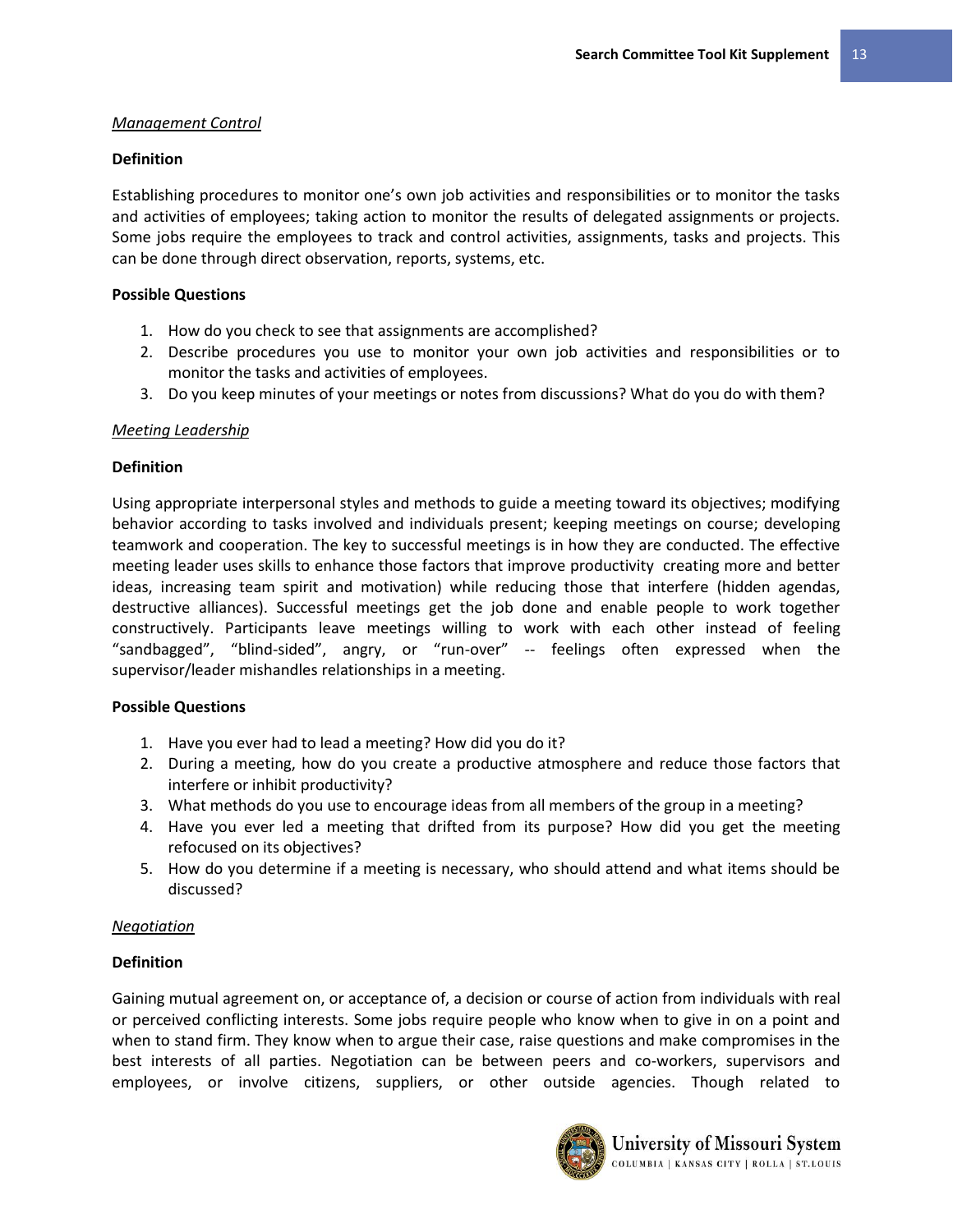*Management Control*

**Definition**

Establishing procedures to monitor one's own job activities and responsibilities or to monitor the tasks and activities of employees; taking action to monitor the results of delegated assignments or projects. Some jobs require the employees to track and control activities, assignments, tasks and projects. This can be done through direct observation, reports, systems, etc.

**Possible Questions**

1. How do you check to see that assignments are accomplished?
2. Describe procedures you use to monitor your own job activities and responsibilities or to monitor the tasks and activities of employees.
3. Do you keep minutes of your meetings or notes from discussions? What do you do with them?

*Meeting Leadership*

**Definition**

Using appropriate interpersonal styles and methods to guide a meeting toward its objectives; modifying behavior according to tasks involved and individuals present; keeping meetings on course; developing teamwork and cooperation. The key to successful meetings is in how they are conducted. The effective meeting leader uses skills to enhance those factors that improve productivity creating more and better ideas, increasing team spirit and motivation) while reducing those that interfere (hidden agendas, destructive alliances). Successful meetings get the job done and enable people to work together constructively. Participants leave meetings willing to work with each other instead of feeling "sandbagged", "blind-sided", angry, or "run-over" -- feelings often expressed when the supervisor/leader mishandles relationships in a meeting.

**Possible Questions**

1. Have you ever had to lead a meeting? How did you do it?
2. During a meeting, how do you create a productive atmosphere and reduce those factors that interfere or inhibit productivity?
3. What methods do you use to encourage ideas from all members of the group in a meeting?
4. Have you ever led a meeting that drifted from its purpose? How did you get the meeting refocused on its objectives?
5. How do you determine if a meeting is necessary, who should attend and what items should be discussed?

*Negotiation*

**Definition**

Gaining mutual agreement on, or acceptance of, a decision or course of action from individuals with real or perceived conflicting interests. Some jobs require people who know when to give in on a point and when to stand firm. They know when to argue their case, raise questions and make compromises in the best interests of all parties. Negotiation can be between peers and co-workers, supervisors and employees, or involve citizens, suppliers, or other outside agencies. Though related to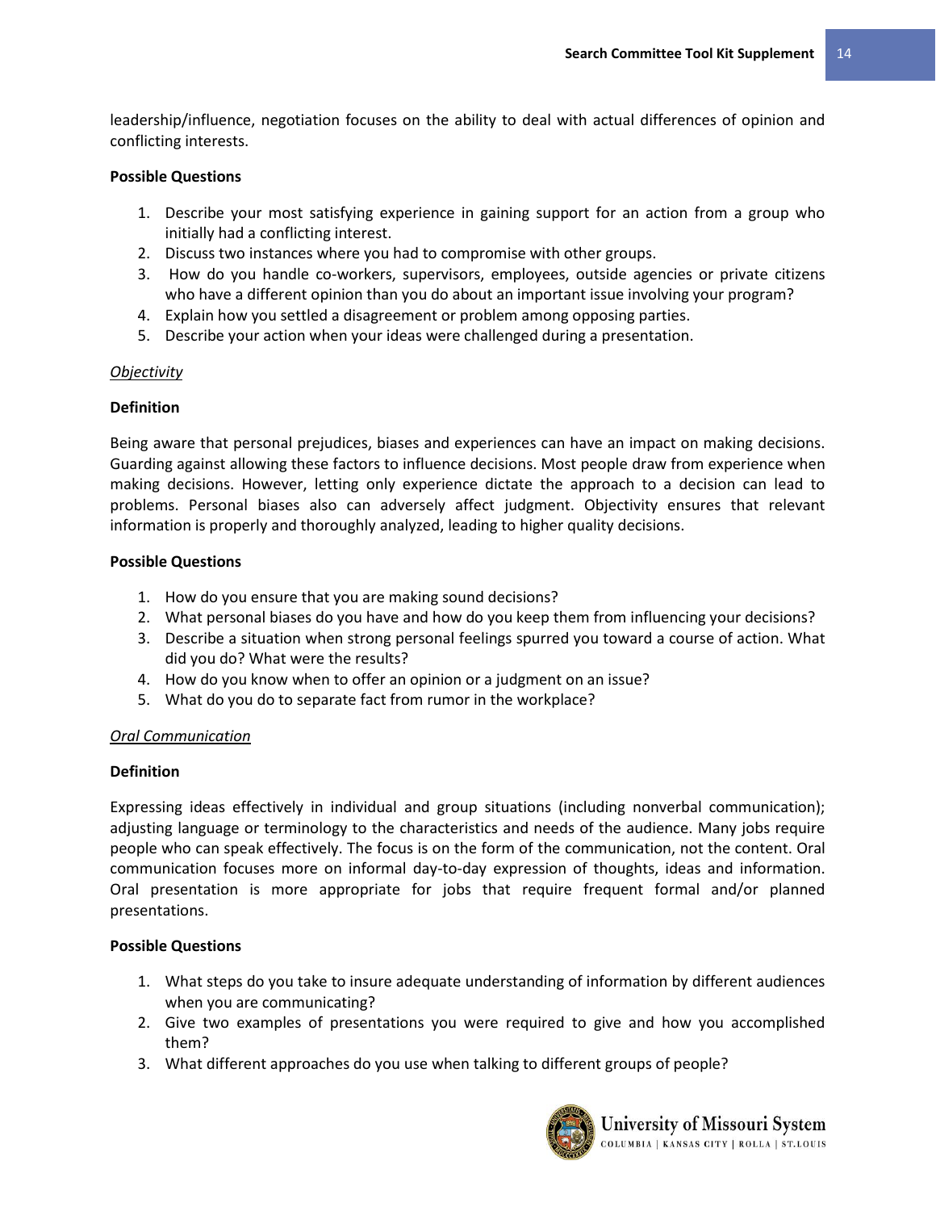leadership/influence, negotiation focuses on the ability to deal with actual differences of opinion and conflicting interests.

**Possible Questions**

1. Describe your most satisfying experience in gaining support for an action from a group who initially had a conflicting interest.
2. Discuss two instances where you had to compromise with other groups.
3. How do you handle co-workers, supervisors, employees, outside agencies or private citizens who have a different opinion than you do about an important issue involving your program?
4. Explain how you settled a disagreement or problem among opposing parties.
5. Describe your action when your ideas were challenged during a presentation.

*Objectivity*

**Definition**

Being aware that personal prejudices, biases and experiences can have an impact on making decisions. Guarding against allowing these factors to influence decisions. Most people draw from experience when making decisions. However, letting only experience dictate the approach to a decision can lead to problems. Personal biases also can adversely affect judgment. Objectivity ensures that relevant information is properly and thoroughly analyzed, leading to higher quality decisions.

**Possible Questions**

1. How do you ensure that you are making sound decisions?
2. What personal biases do you have and how do you keep them from influencing your decisions?
3. Describe a situation when strong personal feelings spurred you toward a course of action. What did you do? What were the results?
4. How do you know when to offer an opinion or a judgment on an issue?
5. What do you do to separate fact from rumor in the workplace?

*Oral Communication*

**Definition**

Expressing ideas effectively in individual and group situations (including nonverbal communication); adjusting language or terminology to the characteristics and needs of the audience. Many jobs require people who can speak effectively. The focus is on the form of the communication, not the content. Oral communication focuses more on informal day-to-day expression of thoughts, ideas and information. Oral presentation is more appropriate for jobs that require frequent formal and/or planned presentations.

**Possible Questions**

1. What steps do you take to insure adequate understanding of information by different audiences when you are communicating?
2. Give two examples of presentations you were required to give and how you accomplished them?
3. What different approaches do you use when talking to different groups of people?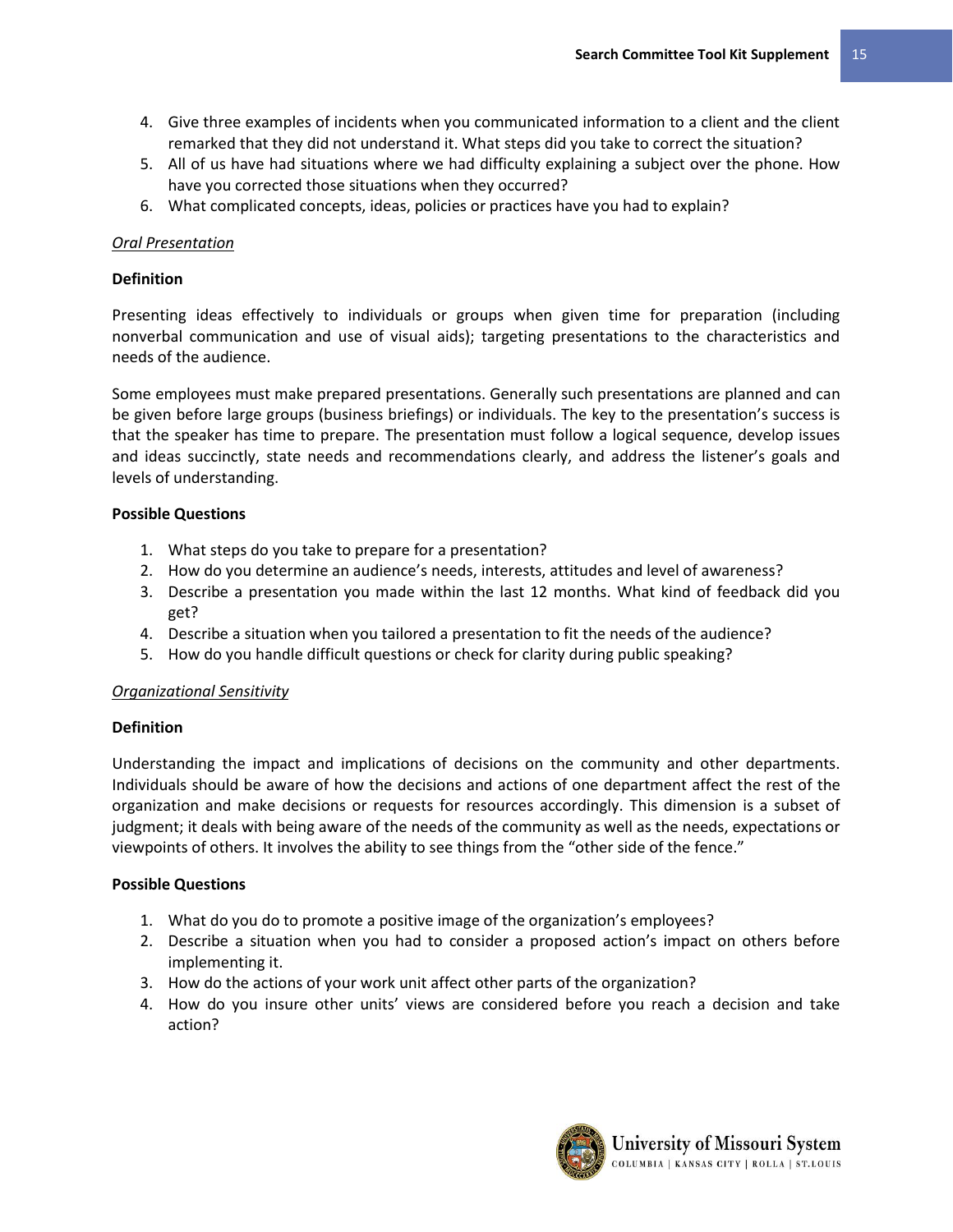4. Give three examples of incidents when you communicated information to a client and the client remarked that they did not understand it. What steps did you take to correct the situation?
5. All of us have had situations where we had difficulty explaining a subject over the phone. How have you corrected those situations when they occurred?
6. What complicated concepts, ideas, policies or practices have you had to explain?

*Oral Presentation*

**Definition**

Presenting ideas effectively to individuals or groups when given time for preparation (including nonverbal communication and use of visual aids); targeting presentations to the characteristics and needs of the audience.

Some employees must make prepared presentations. Generally such presentations are planned and can be given before large groups (business briefings) or individuals. The key to the presentation's success is that the speaker has time to prepare. The presentation must follow a logical sequence, develop issues and ideas succinctly, state needs and recommendations clearly, and address the listener's goals and levels of understanding.

**Possible Questions**

1. What steps do you take to prepare for a presentation?
2. How do you determine an audience's needs, interests, attitudes and level of awareness?
3. Describe a presentation you made within the last 12 months. What kind of feedback did you get?
4. Describe a situation when you tailored a presentation to fit the needs of the audience?
5. How do you handle difficult questions or check for clarity during public speaking?

*Organizational Sensitivity*

**Definition**

Understanding the impact and implications of decisions on the community and other departments. Individuals should be aware of how the decisions and actions of one department affect the rest of the organization and make decisions or requests for resources accordingly. This dimension is a subset of judgment; it deals with being aware of the needs of the community as well as the needs, expectations or viewpoints of others. It involves the ability to see things from the "other side of the fence."

**Possible Questions**

1. What do you do to promote a positive image of the organization's employees?
2. Describe a situation when you had to consider a proposed action's impact on others before implementing it.
3. How do the actions of your work unit affect other parts of the organization?
4. How do you insure other units' views are considered before you reach a decision and take action?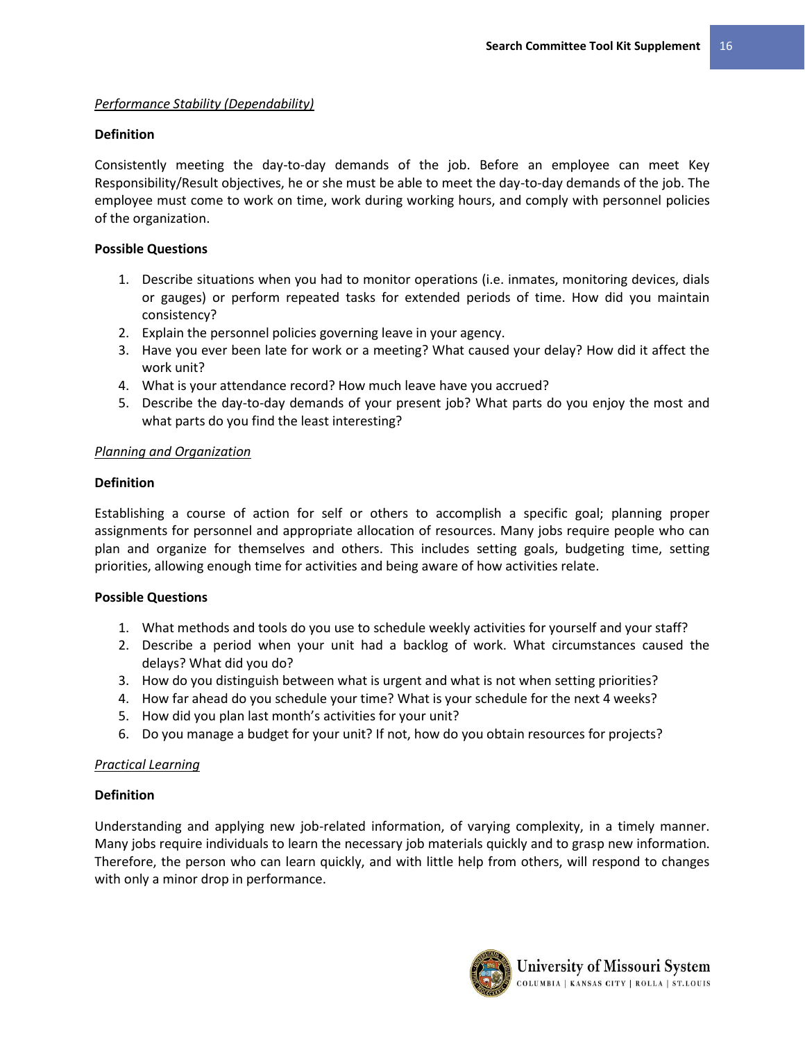*Performance Stability (Dependability)*

**Definition**

Consistently meeting the day-to-day demands of the job. Before an employee can meet Key Responsibility/Result objectives, he or she must be able to meet the day-to-day demands of the job. The employee must come to work on time, work during working hours, and comply with personnel policies of the organization.

**Possible Questions**

1. Describe situations when you had to monitor operations (i.e. inmates, monitoring devices, dials or gauges) or perform repeated tasks for extended periods of time. How did you maintain consistency?
2. Explain the personnel policies governing leave in your agency.
3. Have you ever been late for work or a meeting? What caused your delay? How did it affect the work unit?
4. What is your attendance record? How much leave have you accrued?
5. Describe the day-to-day demands of your present job? What parts do you enjoy the most and what parts do you find the least interesting?

*Planning and Organization*

**Definition**

Establishing a course of action for self or others to accomplish a specific goal; planning proper assignments for personnel and appropriate allocation of resources. Many jobs require people who can plan and organize for themselves and others. This includes setting goals, budgeting time, setting priorities, allowing enough time for activities and being aware of how activities relate.

**Possible Questions**

1. What methods and tools do you use to schedule weekly activities for yourself and your staff?
2. Describe a period when your unit had a backlog of work. What circumstances caused the delays? What did you do?
3. How do you distinguish between what is urgent and what is not when setting priorities?
4. How far ahead do you schedule your time? What is your schedule for the next 4 weeks?
5. How did you plan last month's activities for your unit?
6. Do you manage a budget for your unit? If not, how do you obtain resources for projects?

*Practical Learning*

**Definition**

Understanding and applying new job-related information, of varying complexity, in a timely manner. Many jobs require individuals to learn the necessary job materials quickly and to grasp new information. Therefore, the person who can learn quickly, and with little help from others, will respond to changes with only a minor drop in performance.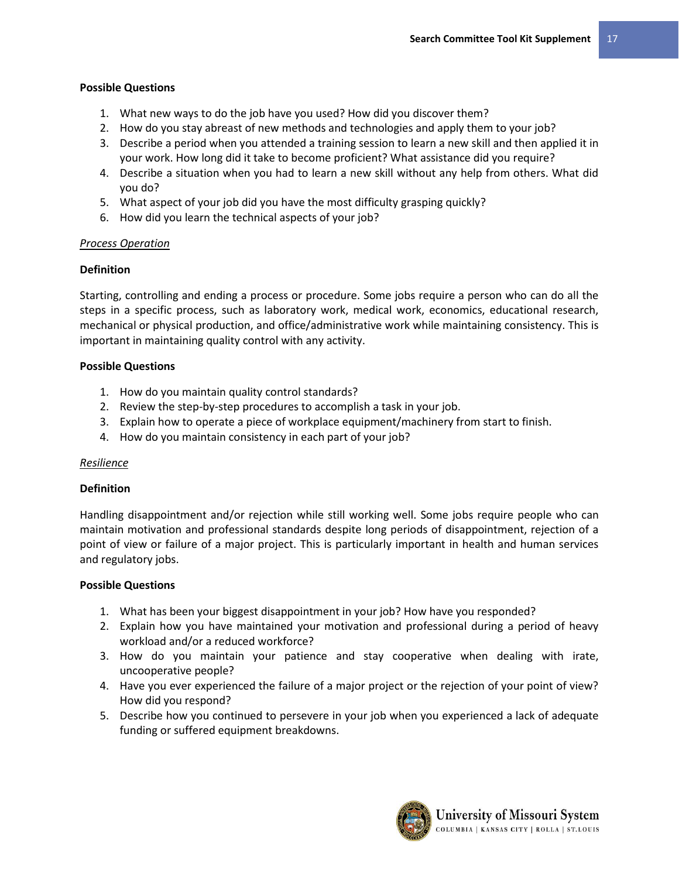**Possible Questions**

1. What new ways to do the job have you used? How did you discover them?
2. How do you stay abreast of new methods and technologies and apply them to your job?
3. Describe a period when you attended a training session to learn a new skill and then applied it in your work. How long did it take to become proficient? What assistance did you require?
4. Describe a situation when you had to learn a new skill without any help from others. What did you do?
5. What aspect of your job did you have the most difficulty grasping quickly?
6. How did you learn the technical aspects of your job?

*Process Operation*

**Definition**

Starting, controlling and ending a process or procedure. Some jobs require a person who can do all the steps in a specific process, such as laboratory work, medical work, economics, educational research, mechanical or physical production, and office/administrative work while maintaining consistency. This is important in maintaining quality control with any activity.

**Possible Questions**

1. How do you maintain quality control standards?
2. Review the step-by-step procedures to accomplish a task in your job.
3. Explain how to operate a piece of workplace equipment/machinery from start to finish.
4. How do you maintain consistency in each part of your job?

*Resilience*

**Definition**

Handling disappointment and/or rejection while still working well. Some jobs require people who can maintain motivation and professional standards despite long periods of disappointment, rejection of a point of view or failure of a major project. This is particularly important in health and human services and regulatory jobs.

**Possible Questions**

1. What has been your biggest disappointment in your job? How have you responded?
2. Explain how you have maintained your motivation and professional during a period of heavy workload and/or a reduced workforce?
3. How do you maintain your patience and stay cooperative when dealing with irate, uncooperative people?
4. Have you ever experienced the failure of a major project or the rejection of your point of view? How did you respond?
5. Describe how you continued to persevere in your job when you experienced a lack of adequate funding or suffered equipment breakdowns.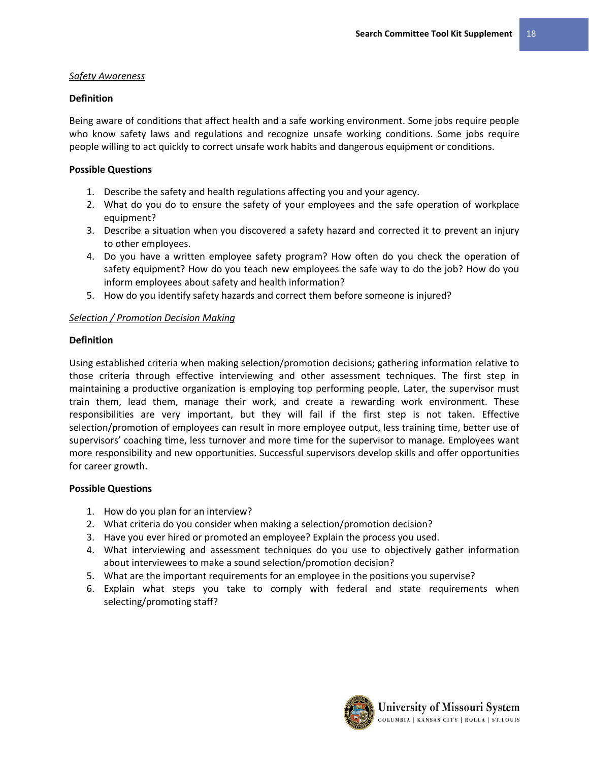*Safety Awareness*

**Definition**

Being aware of conditions that affect health and a safe working environment. Some jobs require people who know safety laws and regulations and recognize unsafe working conditions. Some jobs require people willing to act quickly to correct unsafe work habits and dangerous equipment or conditions.

**Possible Questions**

1. Describe the safety and health regulations affecting you and your agency.
2. What do you do to ensure the safety of your employees and the safe operation of workplace equipment?
3. Describe a situation when you discovered a safety hazard and corrected it to prevent an injury to other employees.
4. Do you have a written employee safety program? How often do you check the operation of safety equipment? How do you teach new employees the safe way to do the job? How do you inform employees about safety and health information?
5. How do you identify safety hazards and correct them before someone is injured?

*Selection / Promotion Decision Making*

**Definition**

Using established criteria when making selection/promotion decisions; gathering information relative to those criteria through effective interviewing and other assessment techniques. The first step in maintaining a productive organization is employing top performing people. Later, the supervisor must train them, lead them, manage their work, and create a rewarding work environment. These responsibilities are very important, but they will fail if the first step is not taken. Effective selection/promotion of employees can result in more employee output, less training time, better use of supervisors' coaching time, less turnover and more time for the supervisor to manage. Employees want more responsibility and new opportunities. Successful supervisors develop skills and offer opportunities for career growth.

**Possible Questions**

1. How do you plan for an interview?
2. What criteria do you consider when making a selection/promotion decision?
3. Have you ever hired or promoted an employee? Explain the process you used.
4. What interviewing and assessment techniques do you use to objectively gather information about interviewees to make a sound selection/promotion decision?
5. What are the important requirements for an employee in the positions you supervise?
6. Explain what steps you take to comply with federal and state requirements when selecting/promoting staff?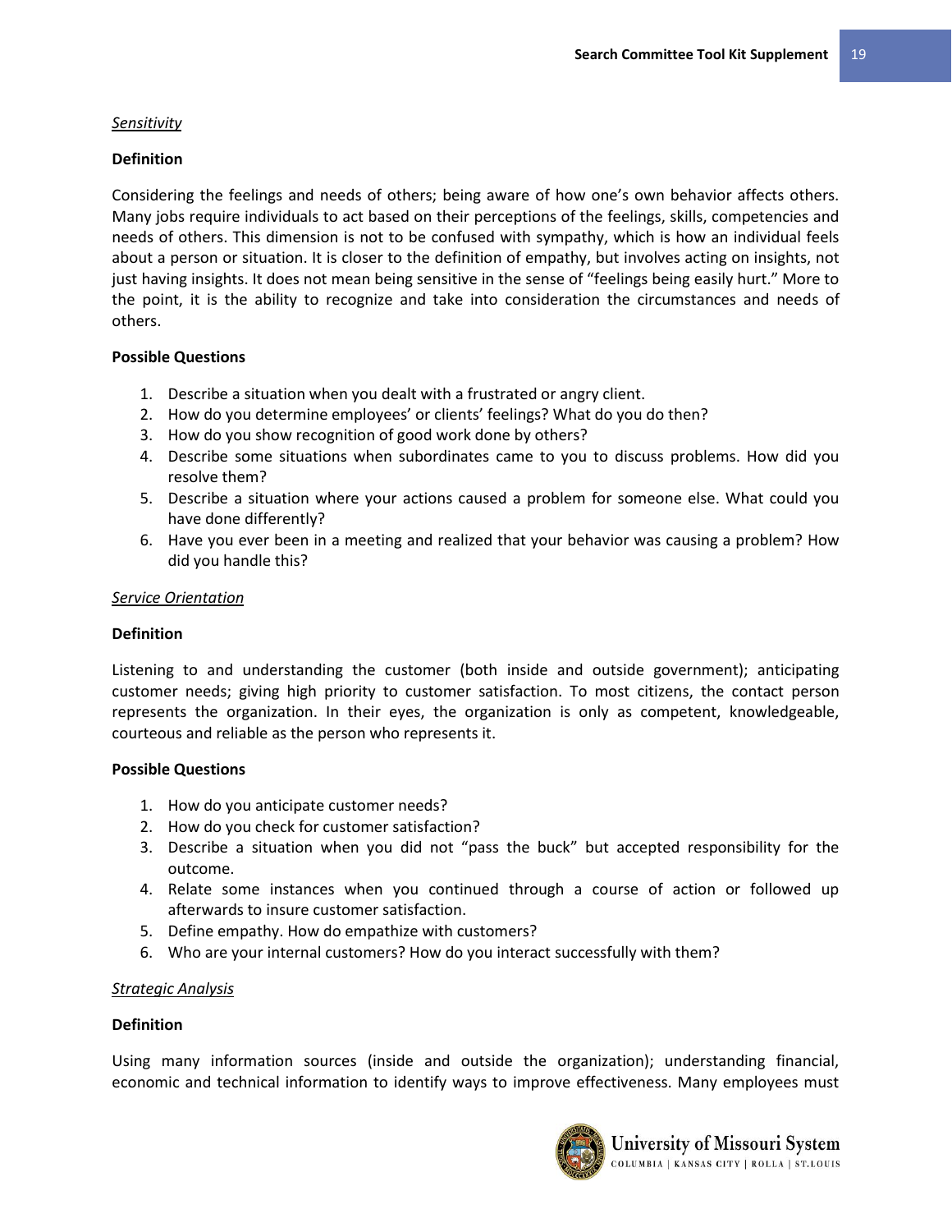*<u>Sensitivity</u>*

**Definition**

Considering the feelings and needs of others; being aware of how one's own behavior affects others. Many jobs require individuals to act based on their perceptions of the feelings, skills, competencies and needs of others. This dimension is not to be confused with sympathy, which is how an individual feels about a person or situation. It is closer to the definition of empathy, but involves acting on insights, not just having insights. It does not mean being sensitive in the sense of "feelings being easily hurt." More to the point, it is the ability to recognize and take into consideration the circumstances and needs of others.

**Possible Questions**

1. Describe a situation when you dealt with a frustrated or angry client.
2. How do you determine employees' or clients' feelings? What do you do then?
3. How do you show recognition of good work done by others?
4. Describe some situations when subordinates came to you to discuss problems. How did you resolve them?
5. Describe a situation where your actions caused a problem for someone else. What could you have done differently?
6. Have you ever been in a meeting and realized that your behavior was causing a problem? How did you handle this?

*<u>Service Orientation</u>*

**Definition**

Listening to and understanding the customer (both inside and outside government); anticipating customer needs; giving high priority to customer satisfaction. To most citizens, the contact person represents the organization. In their eyes, the organization is only as competent, knowledgeable, courteous and reliable as the person who represents it.

**Possible Questions**

1. How do you anticipate customer needs?
2. How do you check for customer satisfaction?
3. Describe a situation when you did not "pass the buck" but accepted responsibility for the outcome.
4. Relate some instances when you continued through a course of action or followed up afterwards to insure customer satisfaction.
5. Define empathy. How do empathize with customers?
6. Who are your internal customers? How do you interact successfully with them?

*<u>Strategic Analysis</u>*

**Definition**

Using many information sources (inside and outside the organization); understanding financial, economic and technical information to identify ways to improve effectiveness. Many employees must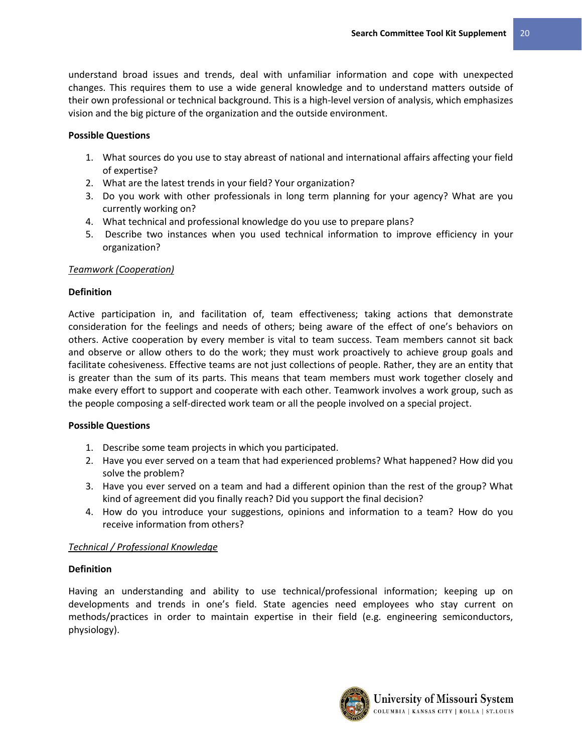understand broad issues and trends, deal with unfamiliar information and cope with unexpected changes. This requires them to use a wide general knowledge and to understand matters outside of their own professional or technical background. This is a high-level version of analysis, which emphasizes vision and the big picture of the organization and the outside environment.

**Possible Questions**

1. What sources do you use to stay abreast of national and international affairs affecting your field of expertise?
2. What are the latest trends in your field? Your organization?
3. Do you work with other professionals in long term planning for your agency? What are you currently working on?
4. What technical and professional knowledge do you use to prepare plans?
5. Describe two instances when you used technical information to improve efficiency in your organization?

_Teamwork (Cooperation)_

**Definition**

Active participation in, and facilitation of, team effectiveness; taking actions that demonstrate consideration for the feelings and needs of others; being aware of the effect of one's behaviors on others. Active cooperation by every member is vital to team success. Team members cannot sit back and observe or allow others to do the work; they must work proactively to achieve group goals and facilitate cohesiveness. Effective teams are not just collections of people. Rather, they are an entity that is greater than the sum of its parts. This means that team members must work together closely and make every effort to support and cooperate with each other. Teamwork involves a work group, such as the people composing a self-directed work team or all the people involved on a special project.

**Possible Questions**

1. Describe some team projects in which you participated.
2. Have you ever served on a team that had experienced problems? What happened? How did you solve the problem?
3. Have you ever served on a team and had a different opinion than the rest of the group? What kind of agreement did you finally reach? Did you support the final decision?
4. How do you introduce your suggestions, opinions and information to a team? How do you receive information from others?

_Technical / Professional Knowledge_

**Definition**

Having an understanding and ability to use technical/professional information; keeping up on developments and trends in one's field. State agencies need employees who stay current on methods/practices in order to maintain expertise in their field (e.g. engineering semiconductors, physiology).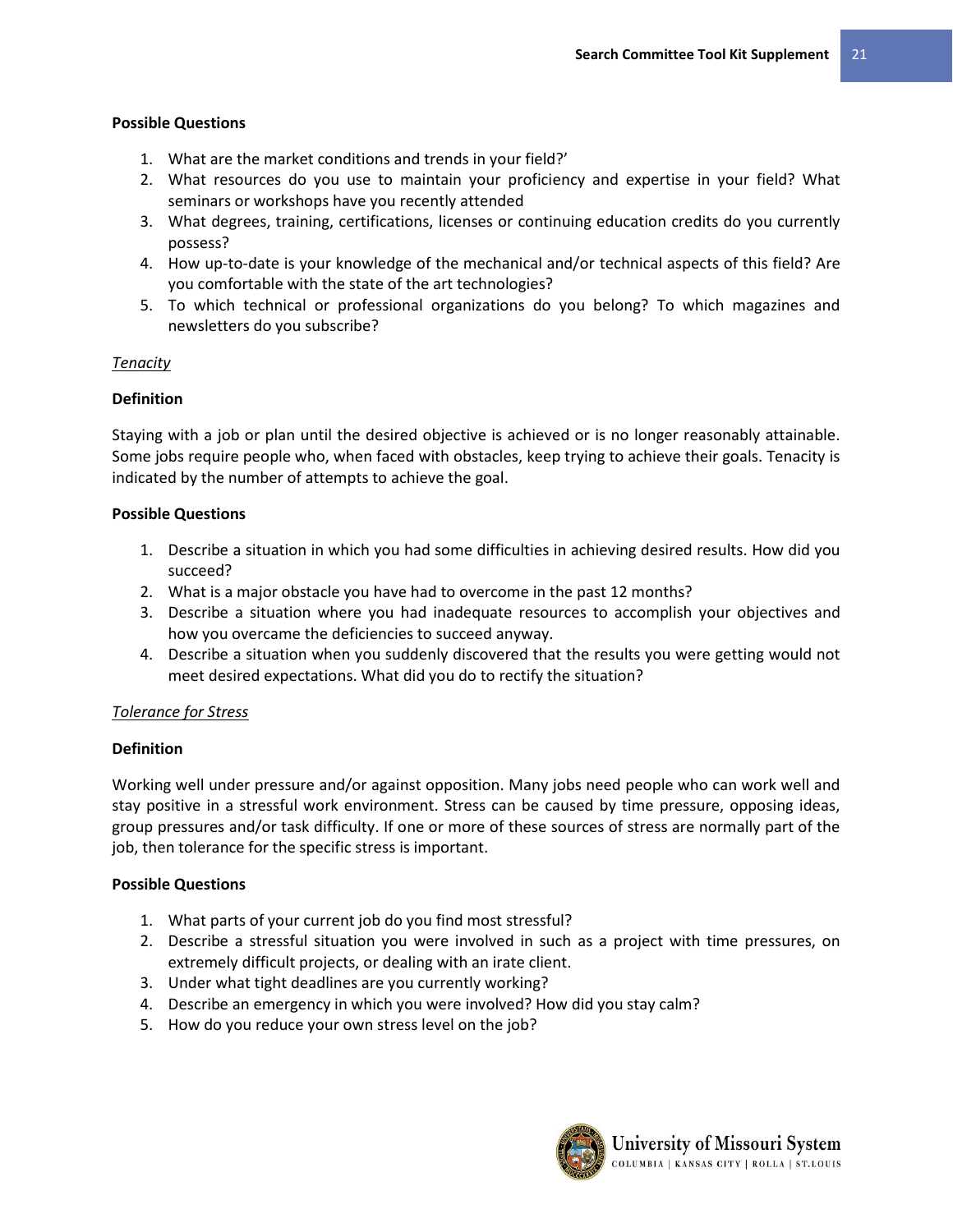**Possible Questions**

1. What are the market conditions and trends in your field?'
2. What resources do you use to maintain your proficiency and expertise in your field? What seminars or workshops have you recently attended
3. What degrees, training, certifications, licenses or continuing education credits do you currently possess?
4. How up-to-date is your knowledge of the mechanical and/or technical aspects of this field? Are you comfortable with the state of the art technologies?
5. To which technical or professional organizations do you belong? To which magazines and newsletters do you subscribe?

*Tenacity*

**Definition**

Staying with a job or plan until the desired objective is achieved or is no longer reasonably attainable. Some jobs require people who, when faced with obstacles, keep trying to achieve their goals. Tenacity is indicated by the number of attempts to achieve the goal.

**Possible Questions**

1. Describe a situation in which you had some difficulties in achieving desired results. How did you succeed?
2. What is a major obstacle you have had to overcome in the past 12 months?
3. Describe a situation where you had inadequate resources to accomplish your objectives and how you overcame the deficiencies to succeed anyway.
4. Describe a situation when you suddenly discovered that the results you were getting would not meet desired expectations. What did you do to rectify the situation?

*Tolerance for Stress*

**Definition**

Working well under pressure and/or against opposition. Many jobs need people who can work well and stay positive in a stressful work environment. Stress can be caused by time pressure, opposing ideas, group pressures and/or task difficulty. If one or more of these sources of stress are normally part of the job, then tolerance for the specific stress is important.

**Possible Questions**

1. What parts of your current job do you find most stressful?
2. Describe a stressful situation you were involved in such as a project with time pressures, on extremely difficult projects, or dealing with an irate client.
3. Under what tight deadlines are you currently working?
4. Describe an emergency in which you were involved? How did you stay calm?
5. How do you reduce your own stress level on the job?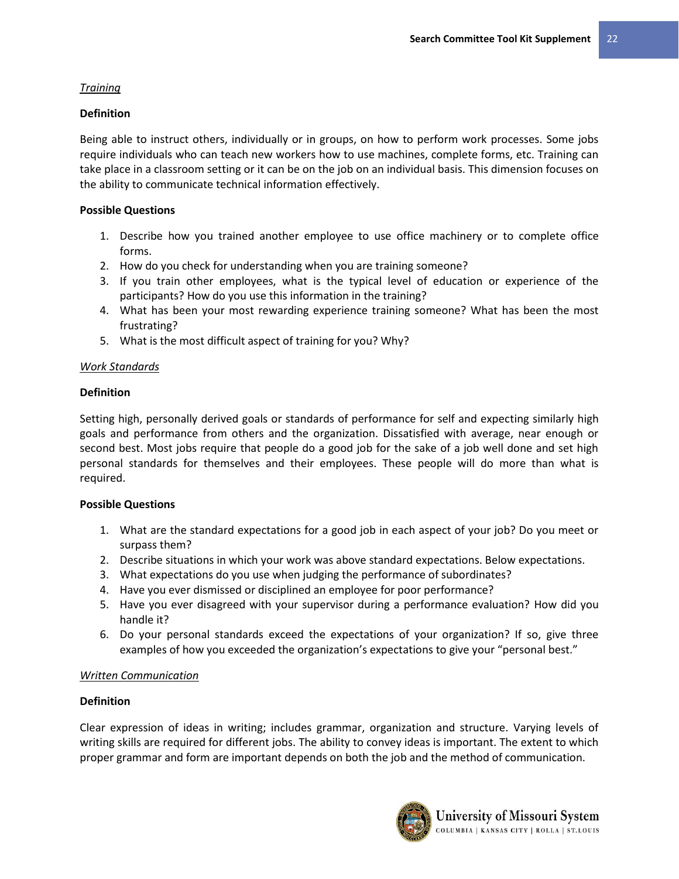*<u>Training</u>*

**Definition**

Being able to instruct others, individually or in groups, on how to perform work processes. Some jobs require individuals who can teach new workers how to use machines, complete forms, etc. Training can take place in a classroom setting or it can be on the job on an individual basis. This dimension focuses on the ability to communicate technical information effectively.

**Possible Questions**

1. Describe how you trained another employee to use office machinery or to complete office forms.
2. How do you check for understanding when you are training someone?
3. If you train other employees, what is the typical level of education or experience of the participants? How do you use this information in the training?
4. What has been your most rewarding experience training someone? What has been the most frustrating?
5. What is the most difficult aspect of training for you? Why?

*<u>Work Standards</u>*

**Definition**

Setting high, personally derived goals or standards of performance for self and expecting similarly high goals and performance from others and the organization. Dissatisfied with average, near enough or second best. Most jobs require that people do a good job for the sake of a job well done and set high personal standards for themselves and their employees. These people will do more than what is required.

**Possible Questions**

1. What are the standard expectations for a good job in each aspect of your job? Do you meet or surpass them?
2. Describe situations in which your work was above standard expectations. Below expectations.
3. What expectations do you use when judging the performance of subordinates?
4. Have you ever dismissed or disciplined an employee for poor performance?
5. Have you ever disagreed with your supervisor during a performance evaluation? How did you handle it?
6. Do your personal standards exceed the expectations of your organization? If so, give three examples of how you exceeded the organization's expectations to give your "personal best."

*<u>Written Communication</u>*

**Definition**

Clear expression of ideas in writing; includes grammar, organization and structure. Varying levels of writing skills are required for different jobs. The ability to convey ideas is important. The extent to which proper grammar and form are important depends on both the job and the method of communication.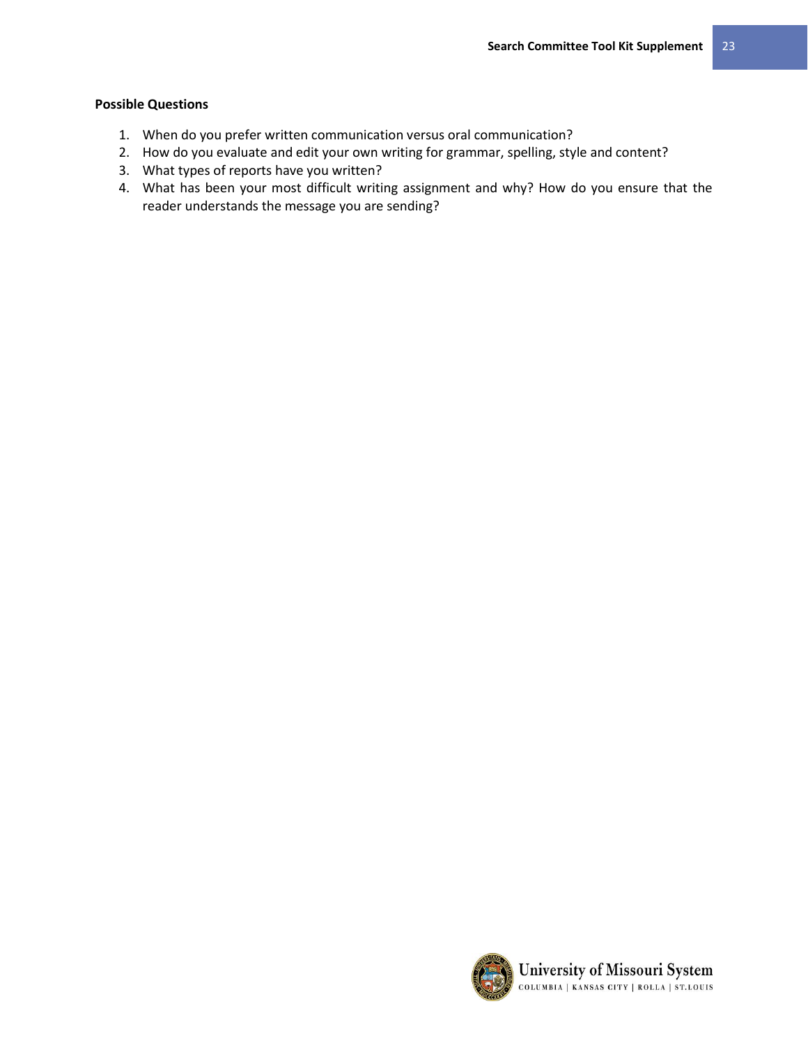**Possible Questions**

1. When do you prefer written communication versus oral communication?
2. How do you evaluate and edit your own writing for grammar, spelling, style and content?
3. What types of reports have you written?
4. What has been your most difficult writing assignment and why? How do you ensure that the reader understands the message you are sending?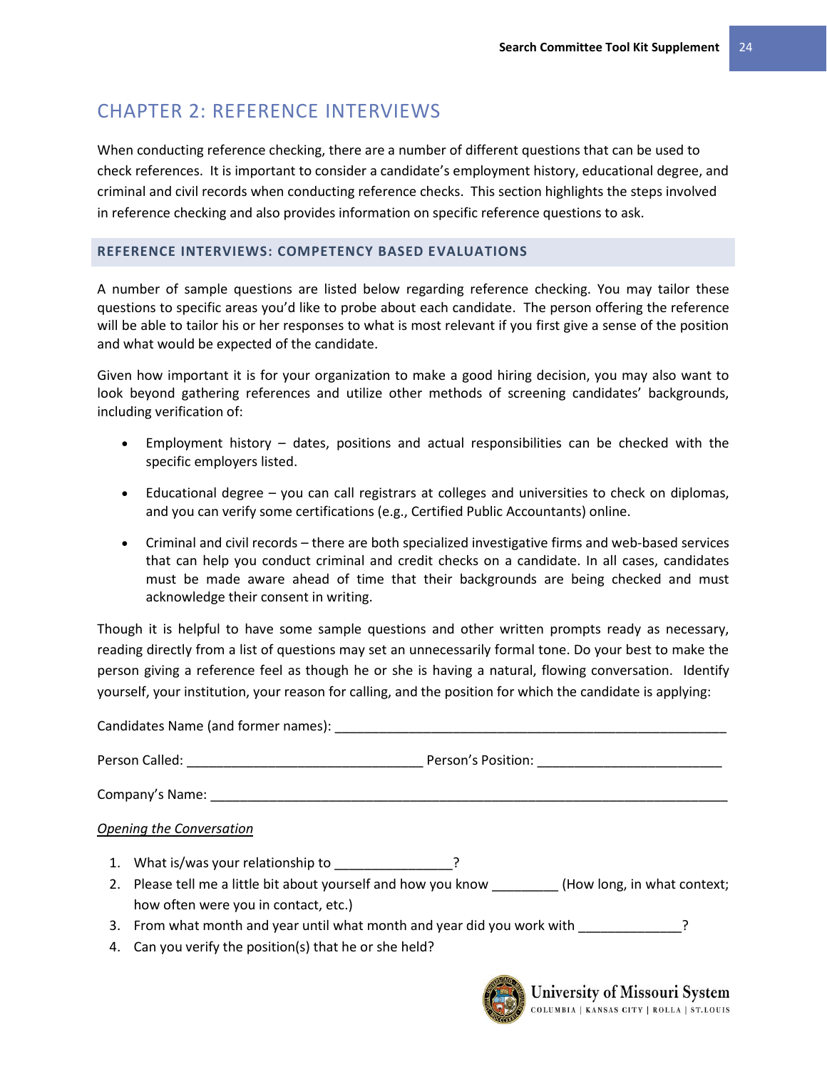## CHAPTER 2: REFERENCE INTERVIEWS

When conducting reference checking, there are a number of different questions that can be used to check references. It is important to consider a candidate's employment history, educational degree, and criminal and civil records when conducting reference checks. This section highlights the steps involved in reference checking and also provides information on specific reference questions to ask.

### REFERENCE INTERVIEWS: COMPETENCY BASED EVALUATIONS

A number of sample questions are listed below regarding reference checking. You may tailor these questions to specific areas you'd like to probe about each candidate. The person offering the reference will be able to tailor his or her responses to what is most relevant if you first give a sense of the position and what would be expected of the candidate.

Given how important it is for your organization to make a good hiring decision, you may also want to look beyond gathering references and utilize other methods of screening candidates' backgrounds, including verification of:

- Employment history – dates, positions and actual responsibilities can be checked with the specific employers listed.
- Educational degree – you can call registrars at colleges and universities to check on diplomas, and you can verify some certifications (e.g., Certified Public Accountants) online.
- Criminal and civil records – there are both specialized investigative firms and web-based services that can help you conduct criminal and credit checks on a candidate. In all cases, candidates must be made aware ahead of time that their backgrounds are being checked and must acknowledge their consent in writing.

Though it is helpful to have some sample questions and other written prompts ready as necessary, reading directly from a list of questions may set an unnecessarily formal tone. Do your best to make the person giving a reference feel as though he or she is having a natural, flowing conversation. Identify yourself, your institution, your reason for calling, and the position for which the candidate is applying:

Candidates Name (and former names): ______________________________________________________

Person Called: ________________________________ Person's Position: _________________________

Company's Name: ______________________________________________________________________

*Opening the Conversation*

1. What is/was your relationship to _______________?
2. Please tell me a little bit about yourself and how you know _________ (How long, in what context; how often were you in contact, etc.)
3. From what month and year until what month and year did you work with ______________?
4. Can you verify the position(s) that he or she held?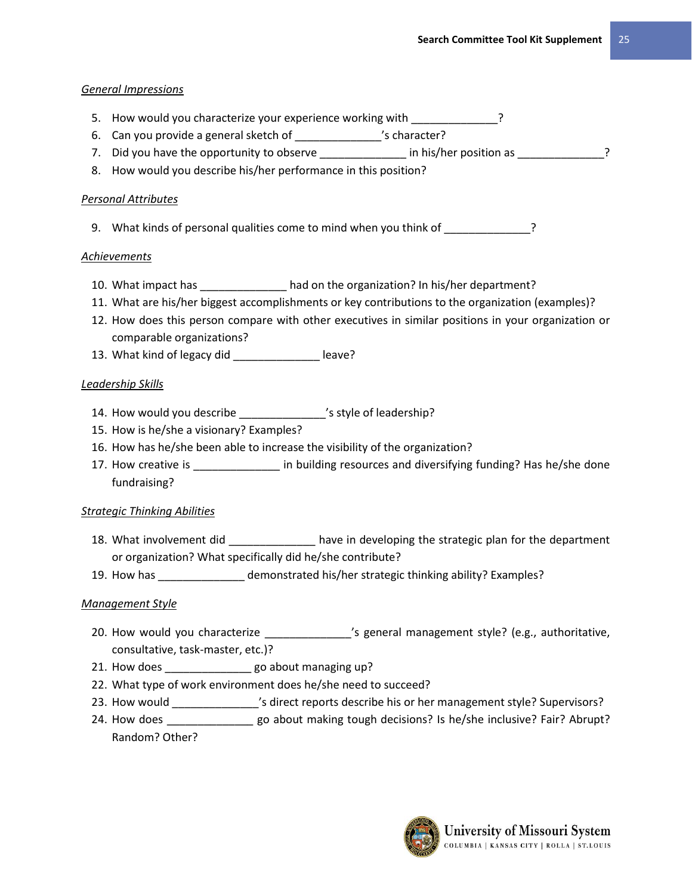*General Impressions*

5. How would you characterize your experience working with _____________?
6. Can you provide a general sketch of _____________'s character?
7. Did you have the opportunity to observe _____________ in his/her position as _____________?
8. How would you describe his/her performance in this position?

*Personal Attributes*

9. What kinds of personal qualities come to mind when you think of _____________?

*Achievements*

10. What impact has _____________ had on the organization? In his/her department?
11. What are his/her biggest accomplishments or key contributions to the organization (examples)?
12. How does this person compare with other executives in similar positions in your organization or comparable organizations?
13. What kind of legacy did _____________ leave?

*Leadership Skills*

14. How would you describe _____________'s style of leadership?
15. How is he/she a visionary? Examples?
16. How has he/she been able to increase the visibility of the organization?
17. How creative is _____________ in building resources and diversifying funding? Has he/she done fundraising?

*Strategic Thinking Abilities*

18. What involvement did _____________ have in developing the strategic plan for the department or organization? What specifically did he/she contribute?
19. How has _____________ demonstrated his/her strategic thinking ability? Examples?

*Management Style*

20. How would you characterize _____________'s general management style? (e.g., authoritative, consultative, task-master, etc.)?
21. How does _____________ go about managing up?
22. What type of work environment does he/she need to succeed?
23. How would _____________'s direct reports describe his or her management style? Supervisors?
24. How does _____________ go about making tough decisions? Is he/she inclusive? Fair? Abrupt? Random? Other?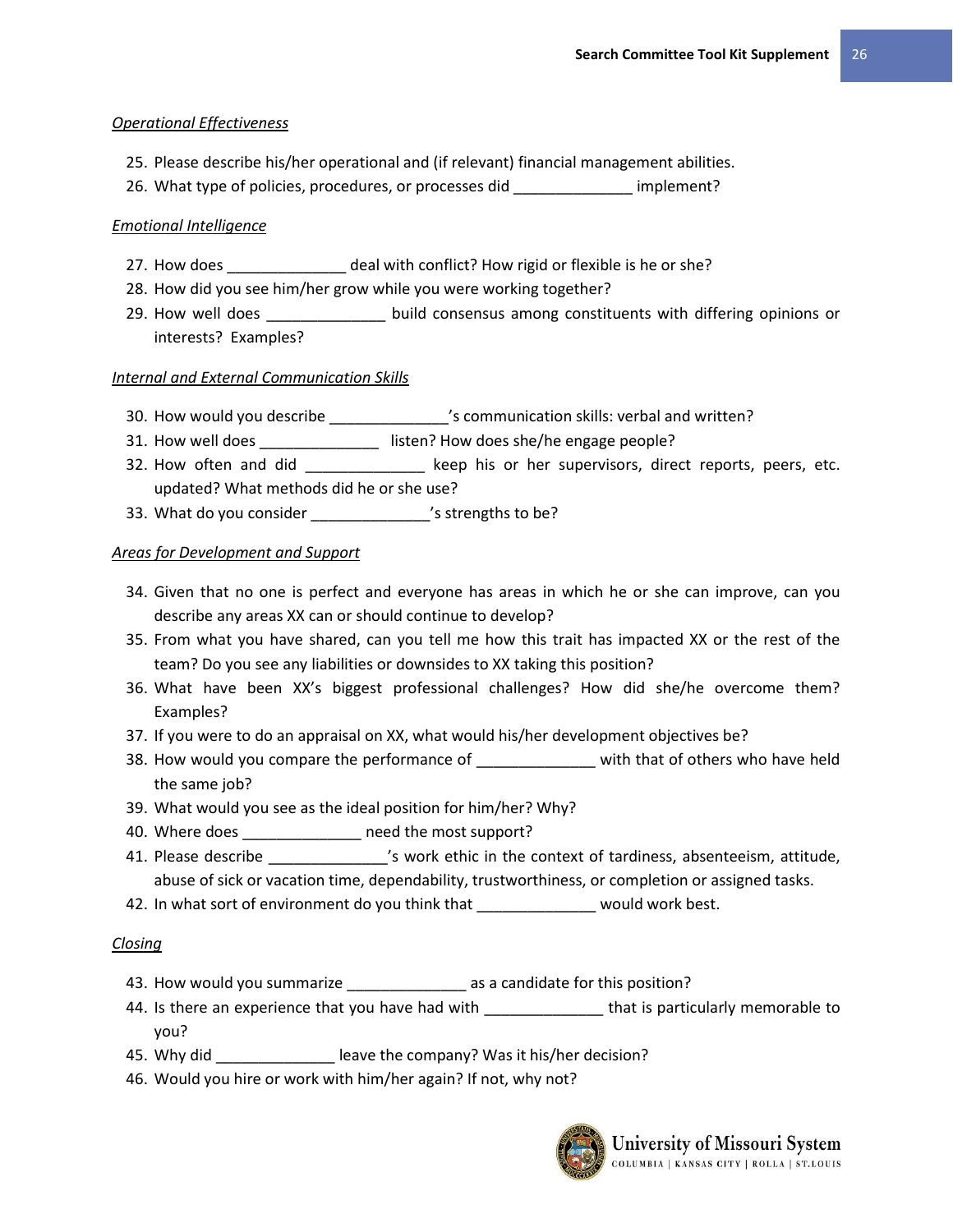*Operational Effectiveness*

25. Please describe his/her operational and (if relevant) financial management abilities.
26. What type of policies, procedures, or processes did ______________ implement?

*Emotional Intelligence*

27. How does ______________ deal with conflict? How rigid or flexible is he or she?
28. How did you see him/her grow while you were working together?
29. How well does ______________ build consensus among constituents with differing opinions or interests? Examples?

*Internal and External Communication Skills*

30. How would you describe ______________'s communication skills: verbal and written?
31. How well does ______________ listen? How does she/he engage people?
32. How often and did ______________ keep his or her supervisors, direct reports, peers, etc. updated? What methods did he or she use?
33. What do you consider ______________'s strengths to be?

*Areas for Development and Support*

34. Given that no one is perfect and everyone has areas in which he or she can improve, can you describe any areas XX can or should continue to develop?
35. From what you have shared, can you tell me how this trait has impacted XX or the rest of the team? Do you see any liabilities or downsides to XX taking this position?
36. What have been XX's biggest professional challenges? How did she/he overcome them? Examples?
37. If you were to do an appraisal on XX, what would his/her development objectives be?
38. How would you compare the performance of ______________ with that of others who have held the same job?
39. What would you see as the ideal position for him/her? Why?
40. Where does ______________ need the most support?
41. Please describe ______________'s work ethic in the context of tardiness, absenteeism, attitude, abuse of sick or vacation time, dependability, trustworthiness, or completion or assigned tasks.
42. In what sort of environment do you think that ______________ would work best.

*Closing*

43. How would you summarize ______________ as a candidate for this position?
44. Is there an experience that you have had with ______________ that is particularly memorable to you?
45. Why did ______________ leave the company? Was it his/her decision?
46. Would you hire or work with him/her again? If not, why not?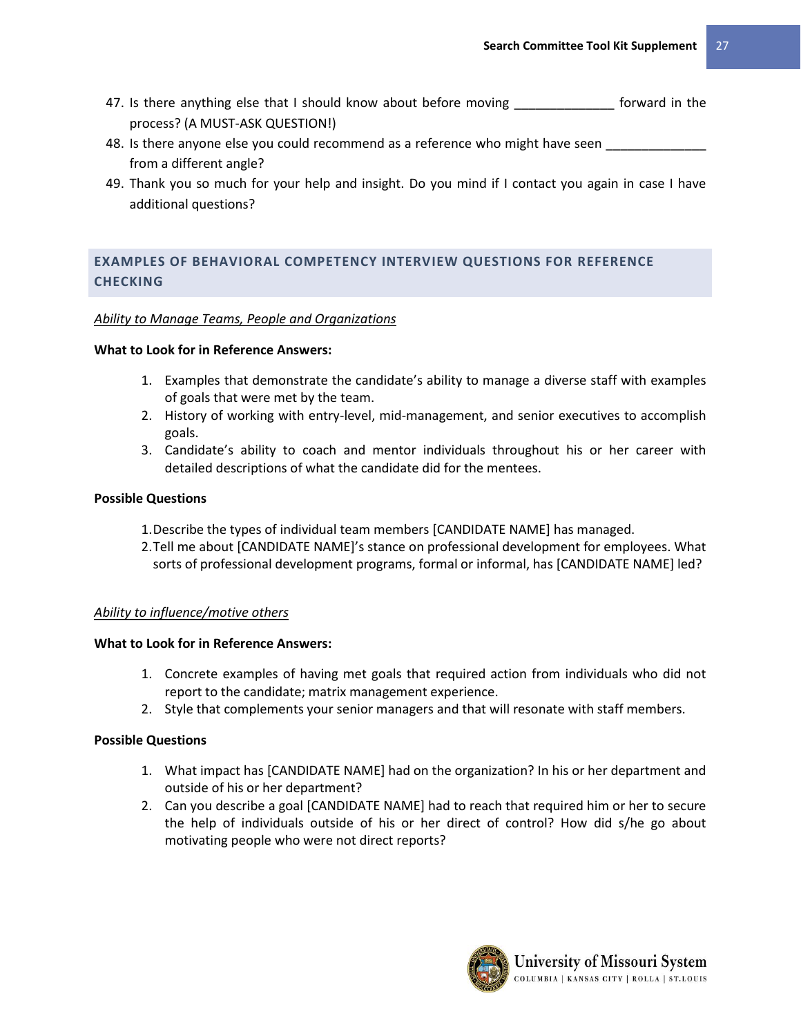47. Is there anything else that I should know about before moving ______________ forward in the process? (A MUST-ASK QUESTION!)
48. Is there anyone else you could recommend as a reference who might have seen ______________ from a different angle?
49. Thank you so much for your help and insight. Do you mind if I contact you again in case I have additional questions?

## EXAMPLES OF BEHAVIORAL COMPETENCY INTERVIEW QUESTIONS FOR REFERENCE CHECKING

*Ability to Manage Teams, People and Organizations*

**What to Look for in Reference Answers:**

1. Examples that demonstrate the candidate's ability to manage a diverse staff with examples of goals that were met by the team.
2. History of working with entry-level, mid-management, and senior executives to accomplish goals.
3. Candidate's ability to coach and mentor individuals throughout his or her career with detailed descriptions of what the candidate did for the mentees.

**Possible Questions**

1. Describe the types of individual team members [CANDIDATE NAME] has managed.
2. Tell me about [CANDIDATE NAME]'s stance on professional development for employees. What sorts of professional development programs, formal or informal, has [CANDIDATE NAME] led?

*Ability to influence/motive others*

**What to Look for in Reference Answers:**

1. Concrete examples of having met goals that required action from individuals who did not report to the candidate; matrix management experience.
2. Style that complements your senior managers and that will resonate with staff members.

**Possible Questions**

1. What impact has [CANDIDATE NAME] had on the organization? In his or her department and outside of his or her department?
2. Can you describe a goal [CANDIDATE NAME] had to reach that required him or her to secure the help of individuals outside of his or her direct of control? How did s/he go about motivating people who were not direct reports?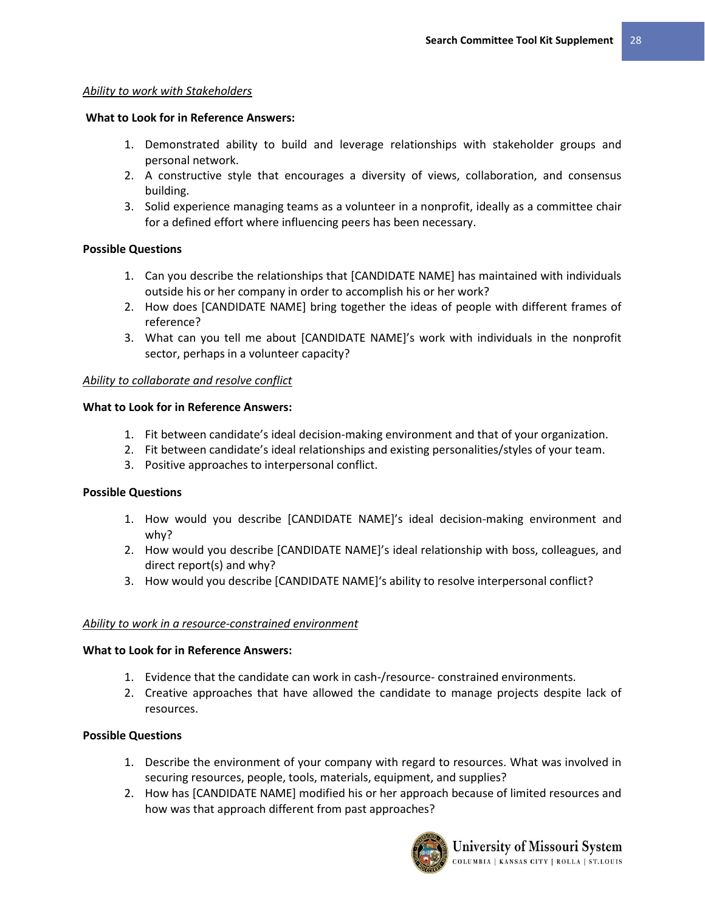*<u>Ability to work with Stakeholders</u>*

**What to Look for in Reference Answers:**

1. Demonstrated ability to build and leverage relationships with stakeholder groups and personal network.
2. A constructive style that encourages a diversity of views, collaboration, and consensus building.
3. Solid experience managing teams as a volunteer in a nonprofit, ideally as a committee chair for a defined effort where influencing peers has been necessary.

**Possible Questions**

1. Can you describe the relationships that [CANDIDATE NAME] has maintained with individuals outside his or her company in order to accomplish his or her work?
2. How does [CANDIDATE NAME] bring together the ideas of people with different frames of reference?
3. What can you tell me about [CANDIDATE NAME]'s work with individuals in the nonprofit sector, perhaps in a volunteer capacity?

*<u>Ability to collaborate and resolve conflict</u>*

**What to Look for in Reference Answers:**

1. Fit between candidate's ideal decision-making environment and that of your organization.
2. Fit between candidate's ideal relationships and existing personalities/styles of your team.
3. Positive approaches to interpersonal conflict.

**Possible Questions**

1. How would you describe [CANDIDATE NAME]'s ideal decision-making environment and why?
2. How would you describe [CANDIDATE NAME]'s ideal relationship with boss, colleagues, and direct report(s) and why?
3. How would you describe [CANDIDATE NAME]'s ability to resolve interpersonal conflict?

*<u>Ability to work in a resource-constrained environment</u>*

**What to Look for in Reference Answers:**

1. Evidence that the candidate can work in cash-/resource- constrained environments.
2. Creative approaches that have allowed the candidate to manage projects despite lack of resources.

**Possible Questions**

1. Describe the environment of your company with regard to resources. What was involved in securing resources, people, tools, materials, equipment, and supplies?
2. How has [CANDIDATE NAME] modified his or her approach because of limited resources and how was that approach different from past approaches?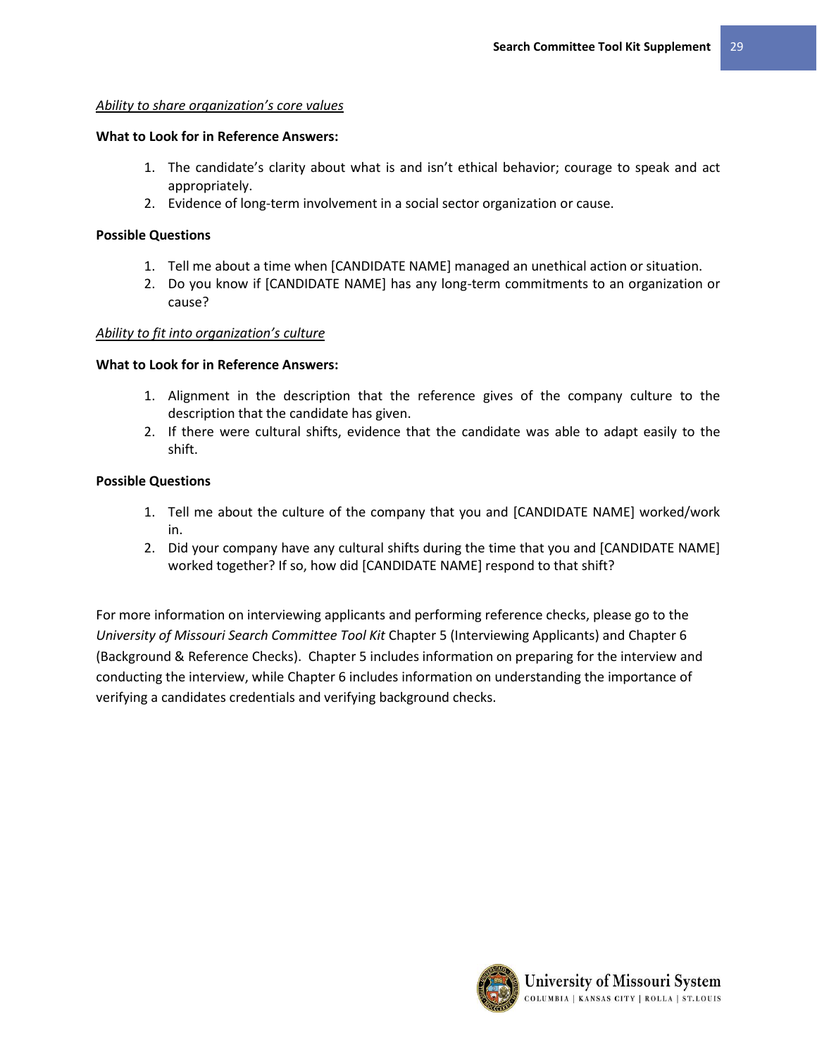*Ability to share organization's core values*

**What to Look for in Reference Answers:**

1. The candidate's clarity about what is and isn't ethical behavior; courage to speak and act appropriately.
2. Evidence of long-term involvement in a social sector organization or cause.

**Possible Questions**

1. Tell me about a time when [CANDIDATE NAME] managed an unethical action or situation.
2. Do you know if [CANDIDATE NAME] has any long-term commitments to an organization or cause?

*Ability to fit into organization's culture*

**What to Look for in Reference Answers:**

1. Alignment in the description that the reference gives of the company culture to the description that the candidate has given.
2. If there were cultural shifts, evidence that the candidate was able to adapt easily to the shift.

**Possible Questions**

1. Tell me about the culture of the company that you and [CANDIDATE NAME] worked/work in.
2. Did your company have any cultural shifts during the time that you and [CANDIDATE NAME] worked together? If so, how did [CANDIDATE NAME] respond to that shift?

For more information on interviewing applicants and performing reference checks, please go to the *University of Missouri Search Committee Tool Kit* Chapter 5 (Interviewing Applicants) and Chapter 6 (Background & Reference Checks). Chapter 5 includes information on preparing for the interview and conducting the interview, while Chapter 6 includes information on understanding the importance of verifying a candidates credentials and verifying background checks.